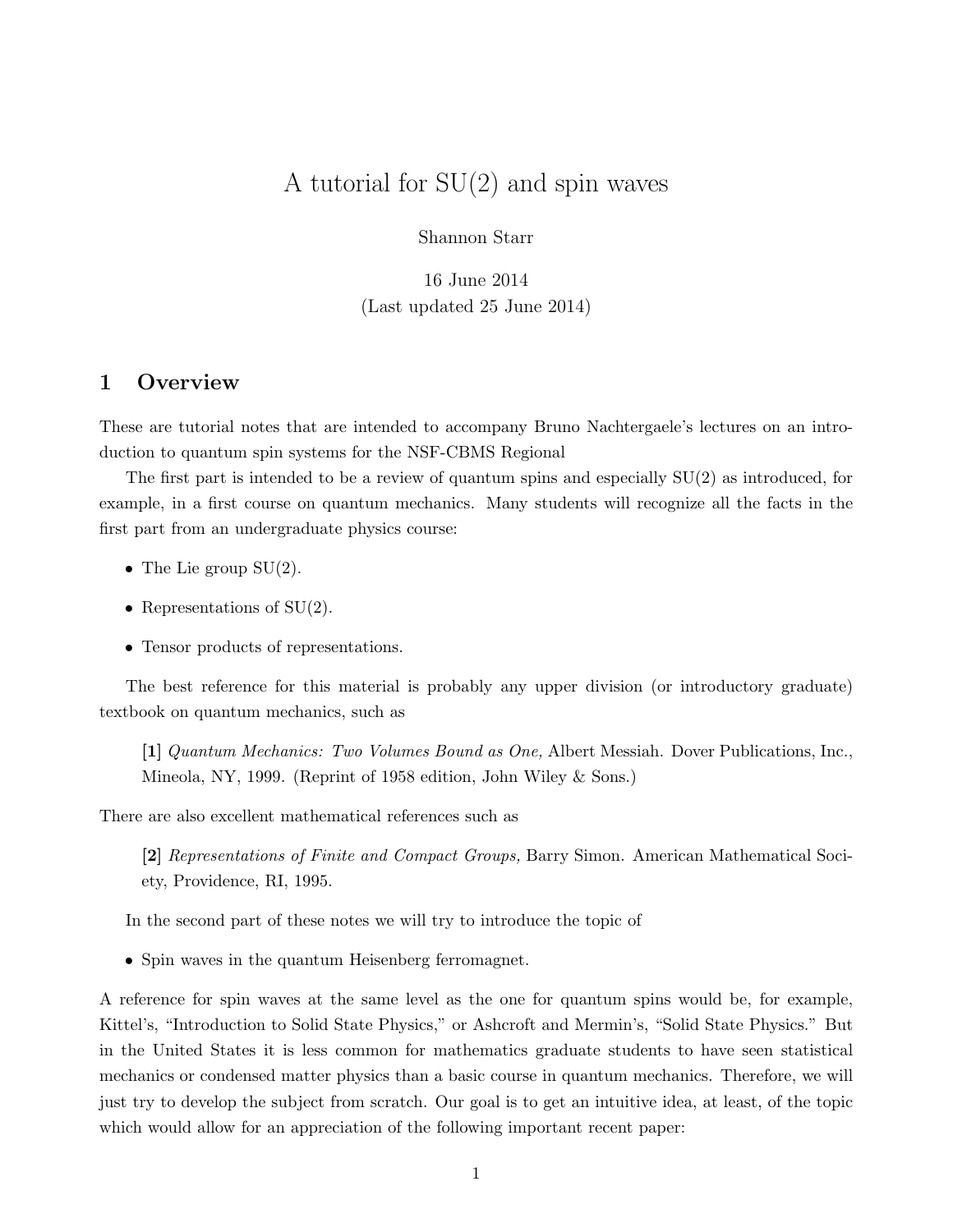# A tutorial for SU(2) and spin waves

Shannon Starr

16 June 2014
(Last updated 25 June 2014)

## 1 Overview

These are tutorial notes that are intended to accompany Bruno Nachtergaele's lectures on an introduction to quantum spin systems for the NSF-CBMS Regional

The first part is intended to be a review of quantum spins and especially SU(2) as introduced, for example, in a first course on quantum mechanics. Many students will recognize all the facts in the first part from an undergraduate physics course:

- The Lie group SU(2).
- Representations of SU(2).
- Tensor products of representations.

The best reference for this material is probably any upper division (or introductory graduate) textbook on quantum mechanics, such as

> **[1]** *Quantum Mechanics: Two Volumes Bound as One,* Albert Messiah. Dover Publications, Inc., Mineola, NY, 1999. (Reprint of 1958 edition, John Wiley & Sons.)

There are also excellent mathematical references such as

> **[2]** *Representations of Finite and Compact Groups,* Barry Simon. American Mathematical Society, Providence, RI, 1995.

In the second part of these notes we will try to introduce the topic of

- Spin waves in the quantum Heisenberg ferromagnet.

A reference for spin waves at the same level as the one for quantum spins would be, for example, Kittel's, "Introduction to Solid State Physics," or Ashcroft and Mermin's, "Solid State Physics." But in the United States it is less common for mathematics graduate students to have seen statistical mechanics or condensed matter physics than a basic course in quantum mechanics. Therefore, we will just try to develop the subject from scratch. Our goal is to get an intuitive idea, at least, of the topic which would allow for an appreciation of the following important recent paper: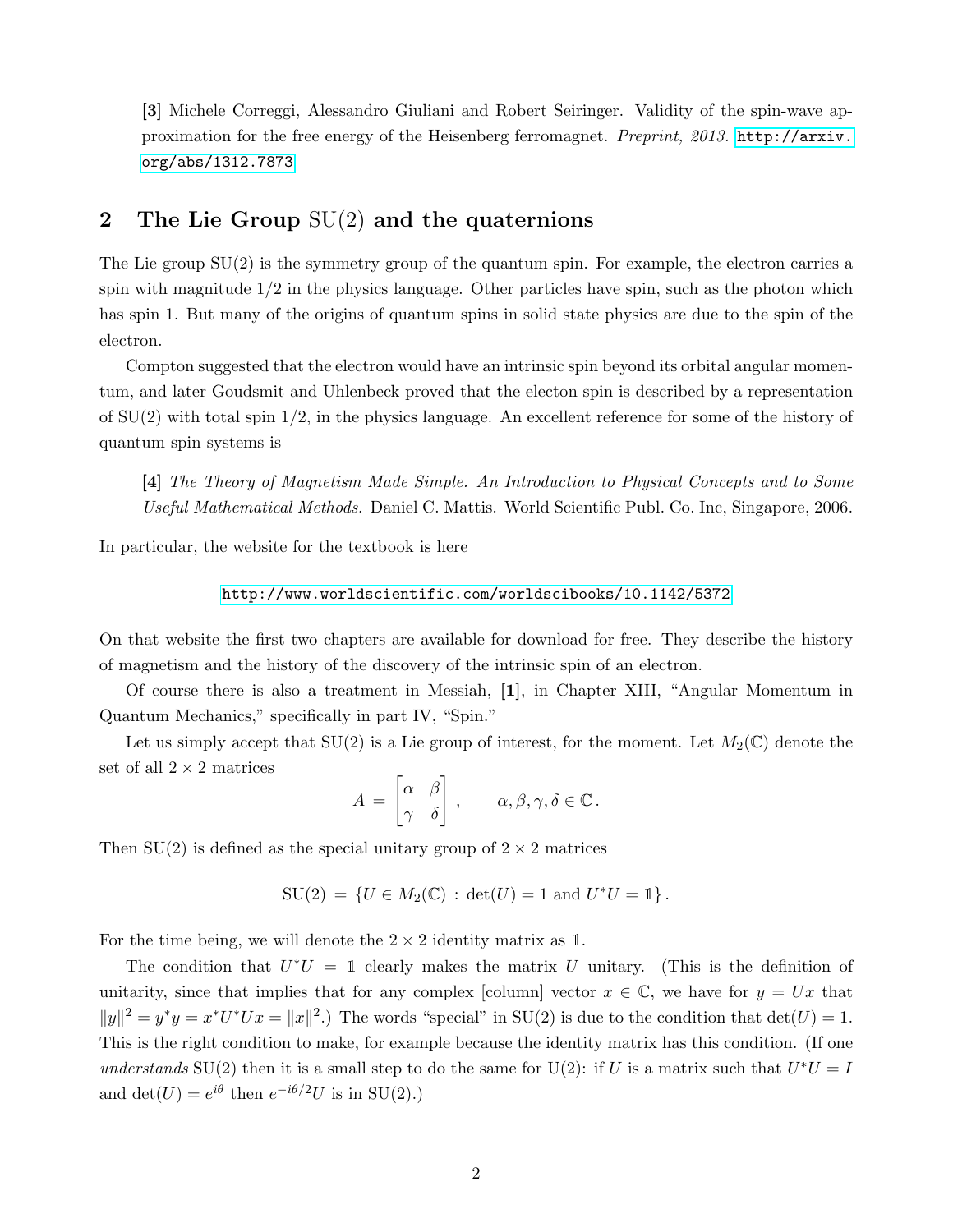[**3**] Michele Correggi, Alessandro Giuliani and Robert Seiringer. Validity of the spin-wave approximation for the free energy of the Heisenberg ferromagnet. *Preprint, 2013.* http://arxiv.org/abs/1312.7873

## 2 The Lie Group SU(2) and the quaternions

The Lie group SU(2) is the symmetry group of the quantum spin. For example, the electron carries a spin with magnitude 1/2 in the physics language. Other particles have spin, such as the photon which has spin 1. But many of the origins of quantum spins in solid state physics are due to the spin of the electron.

Compton suggested that the electron would have an intrinsic spin beyond its orbital angular momentum, and later Goudsmit and Uhlenbeck proved that the electon spin is described by a representation of SU(2) with total spin 1/2, in the physics language. An excellent reference for some of the history of quantum spin systems is

[**4**] *The Theory of Magnetism Made Simple. An Introduction to Physical Concepts and to Some Useful Mathematical Methods.* Daniel C. Mattis. World Scientific Publ. Co. Inc, Singapore, 2006.

In particular, the website for the textbook is here

http://www.worldscientific.com/worldscibooks/10.1142/5372

On that website the first two chapters are available for download for free. They describe the history of magnetism and the history of the discovery of the intrinsic spin of an electron.

Of course there is also a treatment in Messiah, [**1**], in Chapter XIII, "Angular Momentum in Quantum Mechanics," specifically in part IV, "Spin."

Let us simply accept that SU(2) is a Lie group of interest, for the moment. Let $M_2(\mathbb{C})$ denote the set of all $2 \times 2$ matrices

$$A = \begin{bmatrix} \alpha & \beta \\ \gamma & \delta \end{bmatrix}, \qquad \alpha, \beta, \gamma, \delta \in \mathbb{C}.$$

Then SU(2) is defined as the special unitary group of $2 \times 2$ matrices

$$\mathrm{SU}(2) = \{U \in M_2(\mathbb{C}) \, : \, \det(U) = 1 \text{ and } U^* U = \mathbb{1}\}.$$

For the time being, we will denote the $2 \times 2$ identity matrix as $\mathbb{1}$.

The condition that $U^*U = \mathbb{1}$ clearly makes the matrix $U$ unitary. (This is the definition of unitarity, since that implies that for any complex [column] vector $x \in \mathbb{C}$, we have for $y = Ux$ that $\|y\|^2 = y^*y = x^*U^*Ux = \|x\|^2$.) The words "special" in SU(2) is due to the condition that $\det(U) = 1$. This is the right condition to make, for example because the identity matrix has this condition. (If one *understands* SU(2) then it is a small step to do the same for U(2): if $U$ is a matrix such that $U^*U = I$ and $\det(U) = e^{i\theta}$ then $e^{-i\theta/2}U$ is in SU(2).)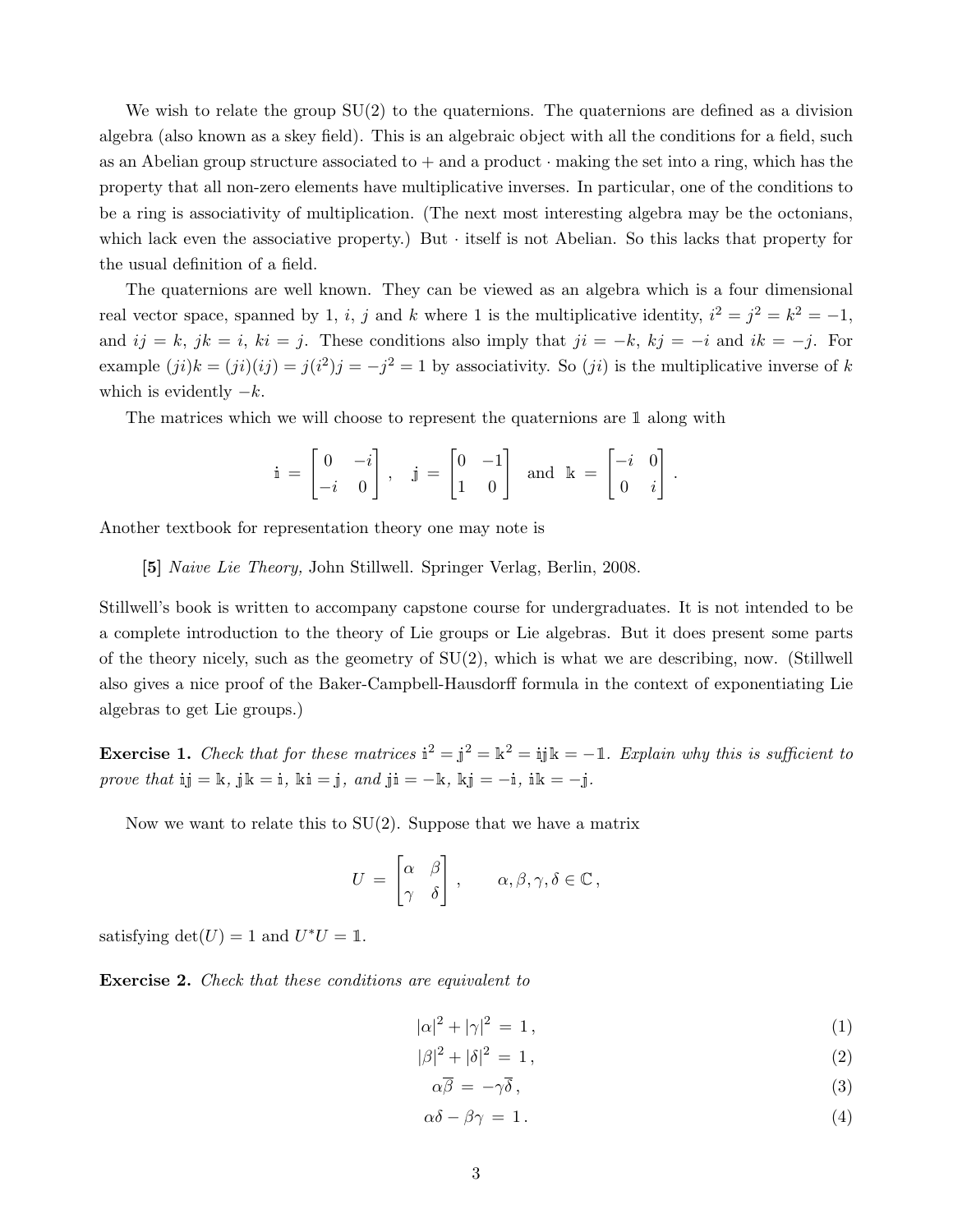We wish to relate the group SU(2) to the quaternions. The quaternions are defined as a division algebra (also known as a skey field). This is an algebraic object with all the conditions for a field, such as an Abelian group structure associated to $+$ and a product $\cdot$ making the set into a ring, which has the property that all non-zero elements have multiplicative inverses. In particular, one of the conditions to be a ring is associativity of multiplication. (The next most interesting algebra may be the octonians, which lack even the associative property.) But $\cdot$ itself is not Abelian. So this lacks that property for the usual definition of a field.

The quaternions are well known. They can be viewed as an algebra which is a four dimensional real vector space, spanned by 1, $i$, $j$ and $k$ where 1 is the multiplicative identity, $i^2 = j^2 = k^2 = -1$, and $ij = k$, $jk = i$, $ki = j$. These conditions also imply that $ji = -k$, $kj = -i$ and $ik = -j$. For example $(ji)k = (ji)(ij) = j(i^2)j = -j^2 = 1$ by associativity. So $(ji)$ is the multiplicative inverse of $k$ which is evidently $-k$.

The matrices which we will choose to represent the quaternions are $\mathbb{1}$ along with

$$\mathbb{i} = \begin{bmatrix} 0 & -i \\ -i & 0 \end{bmatrix}, \quad \mathbb{j} = \begin{bmatrix} 0 & -1 \\ 1 & 0 \end{bmatrix} \quad \text{and} \quad \mathbb{k} = \begin{bmatrix} -i & 0 \\ 0 & i \end{bmatrix}.$$

Another textbook for representation theory one may note is

> **[5]** *Naive Lie Theory,* John Stillwell. Springer Verlag, Berlin, 2008.

Stillwell's book is written to accompany capstone course for undergraduates. It is not intended to be a complete introduction to the theory of Lie groups or Lie algebras. But it does present some parts of the theory nicely, such as the geometry of SU(2), which is what we are describing, now. (Stillwell also gives a nice proof of the Baker-Campbell-Hausdorff formula in the context of exponentiating Lie algebras to get Lie groups.)

**Exercise 1.** *Check that for these matrices $\mathbb{i}^2 = \mathbb{j}^2 = \mathbb{k}^2 = \mathbb{i}\mathbb{j}\mathbb{k} = -\mathbb{1}$. Explain why this is sufficient to prove that $\mathbb{i}\mathbb{j} = \mathbb{k}$, $\mathbb{j}\mathbb{k} = \mathbb{i}$, $\mathbb{k}\mathbb{i} = \mathbb{j}$, and $\mathbb{j}\mathbb{i} = -\mathbb{k}$, $\mathbb{k}\mathbb{j} = -\mathbb{i}$, $\mathbb{i}\mathbb{k} = -\mathbb{j}$.*

Now we want to relate this to SU(2). Suppose that we have a matrix

$$U = \begin{bmatrix} \alpha & \beta \\ \gamma & \delta \end{bmatrix}, \qquad \alpha, \beta, \gamma, \delta \in \mathbb{C},$$

satisfying $\det(U) = 1$ and $U^*U = \mathbb{1}$.

**Exercise 2.** *Check that these conditions are equivalent to*

$$|\alpha|^2 + |\gamma|^2 = 1, \tag{1}$$

$$|\beta|^2 + |\delta|^2 = 1, \tag{2}$$

$$\alpha\overline{\beta} = -\gamma\overline{\delta}, \tag{3}$$

$$\alpha\delta - \beta\gamma = 1. \tag{4}$$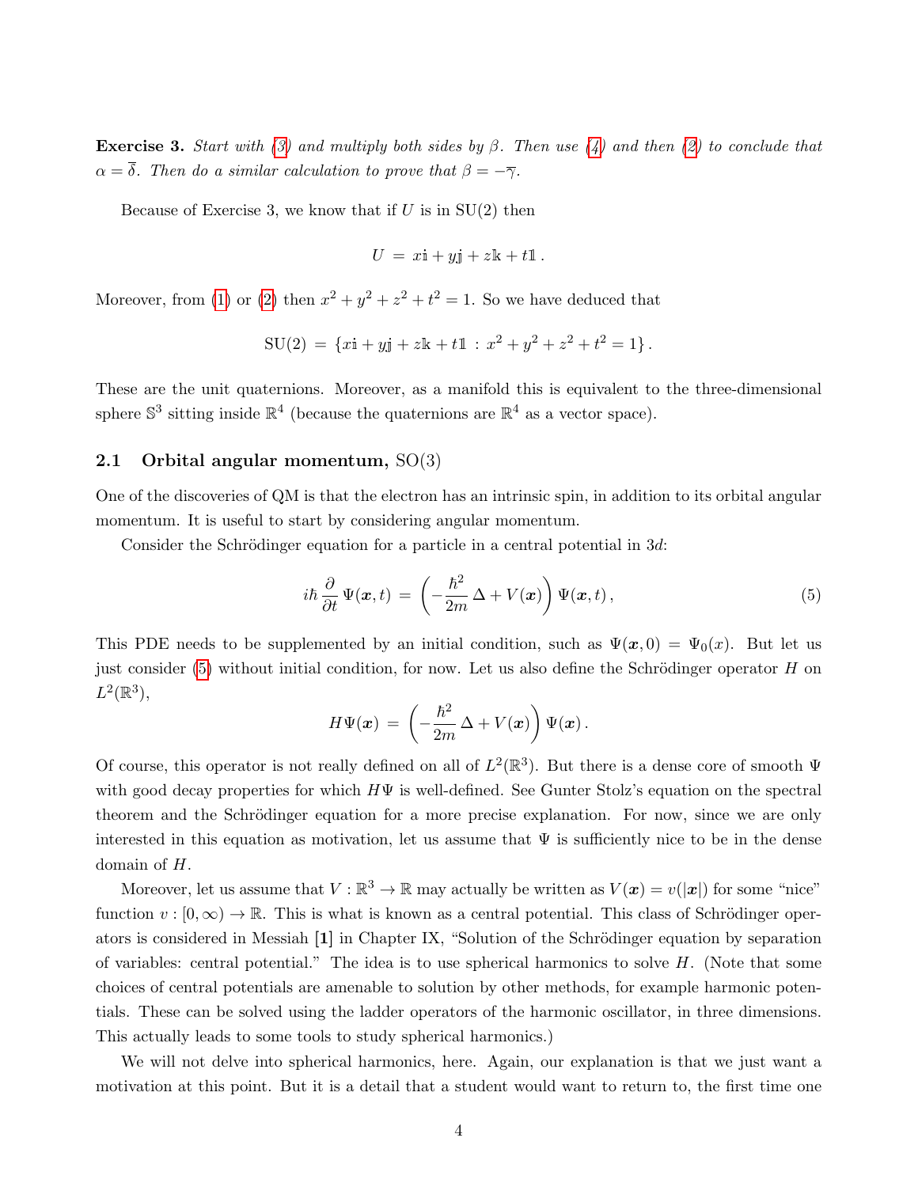**Exercise 3.** *Start with (3) and multiply both sides by $\beta$. Then use (4) and then (2) to conclude that $\alpha = \overline{\delta}$. Then do a similar calculation to prove that $\beta = -\overline{\gamma}$.*

Because of Exercise 3, we know that if $U$ is in $\mathrm{SU}(2)$ then

$$U \,=\, x\mathbb{i} + y\mathbb{j} + z\mathbb{k} + t\mathbb{1}\,.$$

Moreover, from (1) or (2) then $x^2 + y^2 + z^2 + t^2 = 1$. So we have deduced that

$$\mathrm{SU}(2) \,=\, \{x\mathbb{i} + y\mathbb{j} + z\mathbb{k} + t\mathbb{1} \,:\, x^2 + y^2 + z^2 + t^2 = 1\}\,.$$

These are the unit quaternions. Moreover, as a manifold this is equivalent to the three-dimensional sphere $\mathbb{S}^3$ sitting inside $\mathbb{R}^4$ (because the quaternions are $\mathbb{R}^4$ as a vector space).

## 2.1 Orbital angular momentum, SO(3)

One of the discoveries of QM is that the electron has an intrinsic spin, in addition to its orbital angular momentum. It is useful to start by considering angular momentum.

Consider the Schrödinger equation for a particle in a central potential in $3d$:

$$i\hbar \frac{\partial}{\partial t}\, \Psi(\boldsymbol{x},t) \,=\, \left(-\frac{\hbar^2}{2m}\,\Delta + V(\boldsymbol{x})\right) \Psi(\boldsymbol{x},t)\,, \tag{5}$$

This PDE needs to be supplemented by an initial condition, such as $\Psi(\boldsymbol{x},0) = \Psi_0(x)$. But let us just consider (5) without initial condition, for now. Let us also define the Schrödinger operator $H$ on $L^2(\mathbb{R}^3)$,

$$H\Psi(\boldsymbol{x}) \,=\, \left(-\frac{\hbar^2}{2m}\,\Delta + V(\boldsymbol{x})\right) \Psi(\boldsymbol{x})\,.$$

Of course, this operator is not really defined on all of $L^2(\mathbb{R}^3)$. But there is a dense core of smooth $\Psi$ with good decay properties for which $H\Psi$ is well-defined. See Gunter Stolz's equation on the spectral theorem and the Schrödinger equation for a more precise explanation. For now, since we are only interested in this equation as motivation, let us assume that $\Psi$ is sufficiently nice to be in the dense domain of $H$.

Moreover, let us assume that $V : \mathbb{R}^3 \to \mathbb{R}$ may actually be written as $V(\boldsymbol{x}) = v(|\boldsymbol{x}|)$ for some "nice" function $v : [0,\infty) \to \mathbb{R}$. This is what is known as a central potential. This class of Schrödinger operators is considered in Messiah **[1]** in Chapter IX, "Solution of the Schrödinger equation by separation of variables: central potential." The idea is to use spherical harmonics to solve $H$. (Note that some choices of central potentials are amenable to solution by other methods, for example harmonic potentials. These can be solved using the ladder operators of the harmonic oscillator, in three dimensions. This actually leads to some tools to study spherical harmonics.)

We will not delve into spherical harmonics, here. Again, our explanation is that we just want a motivation at this point. But it is a detail that a student would want to return to, the first time one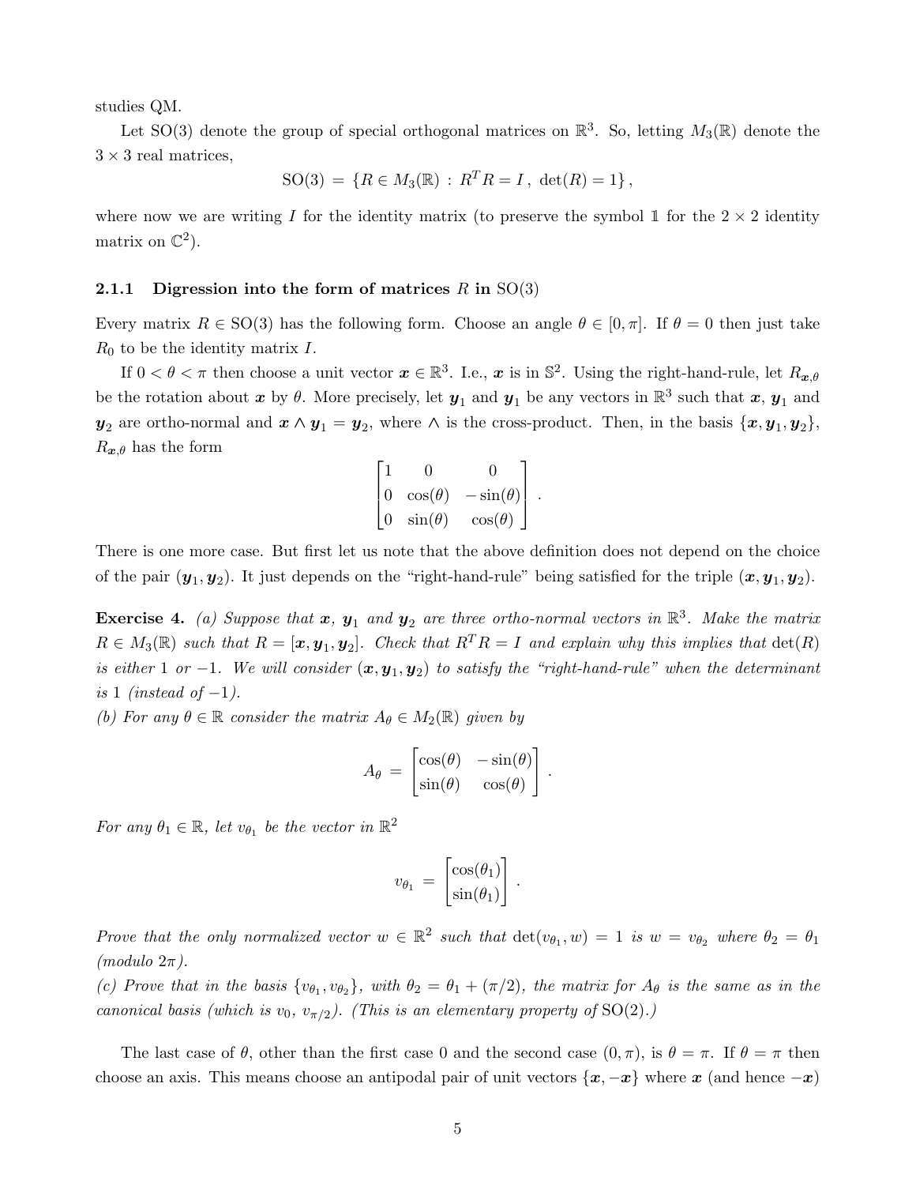studies QM.

Let SO(3) denote the group of special orthogonal matrices on $\mathbb{R}^3$. So, letting $M_3(\mathbb{R})$ denote the $3 \times 3$ real matrices,

$$\mathrm{SO}(3) = \{R \in M_3(\mathbb{R}) \, : \, R^T R = I \, , \ \det(R) = 1\} \, ,$$

where now we are writing $I$ for the identity matrix (to preserve the symbol $\mathbb{1}$ for the $2 \times 2$ identity matrix on $\mathbb{C}^2$).

### 2.1.1 Digression into the form of matrices $R$ in SO(3)

Every matrix $R \in \mathrm{SO}(3)$ has the following form. Choose an angle $\theta \in [0, \pi]$. If $\theta = 0$ then just take $R_0$ to be the identity matrix $I$.

If $0 < \theta < \pi$ then choose a unit vector $\boldsymbol{x} \in \mathbb{R}^3$. I.e., $\boldsymbol{x}$ is in $\mathbb{S}^2$. Using the right-hand-rule, let $R_{\boldsymbol{x},\theta}$ be the rotation about $\boldsymbol{x}$ by $\theta$. More precisely, let $\boldsymbol{y}_1$ and $\boldsymbol{y}_1$ be any vectors in $\mathbb{R}^3$ such that $\boldsymbol{x}$, $\boldsymbol{y}_1$ and $\boldsymbol{y}_2$ are ortho-normal and $\boldsymbol{x} \wedge \boldsymbol{y}_1 = \boldsymbol{y}_2$, where $\wedge$ is the cross-product. Then, in the basis $\{\boldsymbol{x}, \boldsymbol{y}_1, \boldsymbol{y}_2\}$, $R_{\boldsymbol{x},\theta}$ has the form

$$\begin{bmatrix} 1 & 0 & 0 \\ 0 & \cos(\theta) & -\sin(\theta) \\ 0 & \sin(\theta) & \cos(\theta) \end{bmatrix} .$$

There is one more case. But first let us note that the above definition does not depend on the choice of the pair $(\boldsymbol{y}_1, \boldsymbol{y}_2)$. It just depends on the "right-hand-rule" being satisfied for the triple $(\boldsymbol{x}, \boldsymbol{y}_1, \boldsymbol{y}_2)$.

**Exercise 4.** *(a) Suppose that $\boldsymbol{x}$, $\boldsymbol{y}_1$ and $\boldsymbol{y}_2$ are three ortho-normal vectors in $\mathbb{R}^3$. Make the matrix $R \in M_3(\mathbb{R})$ such that $R = [\boldsymbol{x}, \boldsymbol{y}_1, \boldsymbol{y}_2]$. Check that $R^T R = I$ and explain why this implies that $\det(R)$ is either 1 or $-1$. We will consider $(\boldsymbol{x}, \boldsymbol{y}_1, \boldsymbol{y}_2)$ to satisfy the "right-hand-rule" when the determinant is 1 (instead of $-1$).*
*(b) For any $\theta \in \mathbb{R}$ consider the matrix $A_\theta \in M_2(\mathbb{R})$ given by*

$$A_\theta = \begin{bmatrix} \cos(\theta) & -\sin(\theta) \\ \sin(\theta) & \cos(\theta) \end{bmatrix} .$$

*For any $\theta_1 \in \mathbb{R}$, let $v_{\theta_1}$ be the vector in $\mathbb{R}^2$*

$$v_{\theta_1} = \begin{bmatrix} \cos(\theta_1) \\ \sin(\theta_1) \end{bmatrix} .$$

*Prove that the only normalized vector $w \in \mathbb{R}^2$ such that $\det(v_{\theta_1}, w) = 1$ is $w = v_{\theta_2}$ where $\theta_2 = \theta_1$ (modulo $2\pi$).*
*(c) Prove that in the basis $\{v_{\theta_1}, v_{\theta_2}\}$, with $\theta_2 = \theta_1 + (\pi/2)$, the matrix for $A_\theta$ is the same as in the canonical basis (which is $v_0$, $v_{\pi/2}$). (This is an elementary property of SO(2).)*

The last case of $\theta$, other than the first case 0 and the second case $(0, \pi)$, is $\theta = \pi$. If $\theta = \pi$ then choose an axis. This means choose an antipodal pair of unit vectors $\{\boldsymbol{x}, -\boldsymbol{x}\}$ where $\boldsymbol{x}$ (and hence $-\boldsymbol{x}$)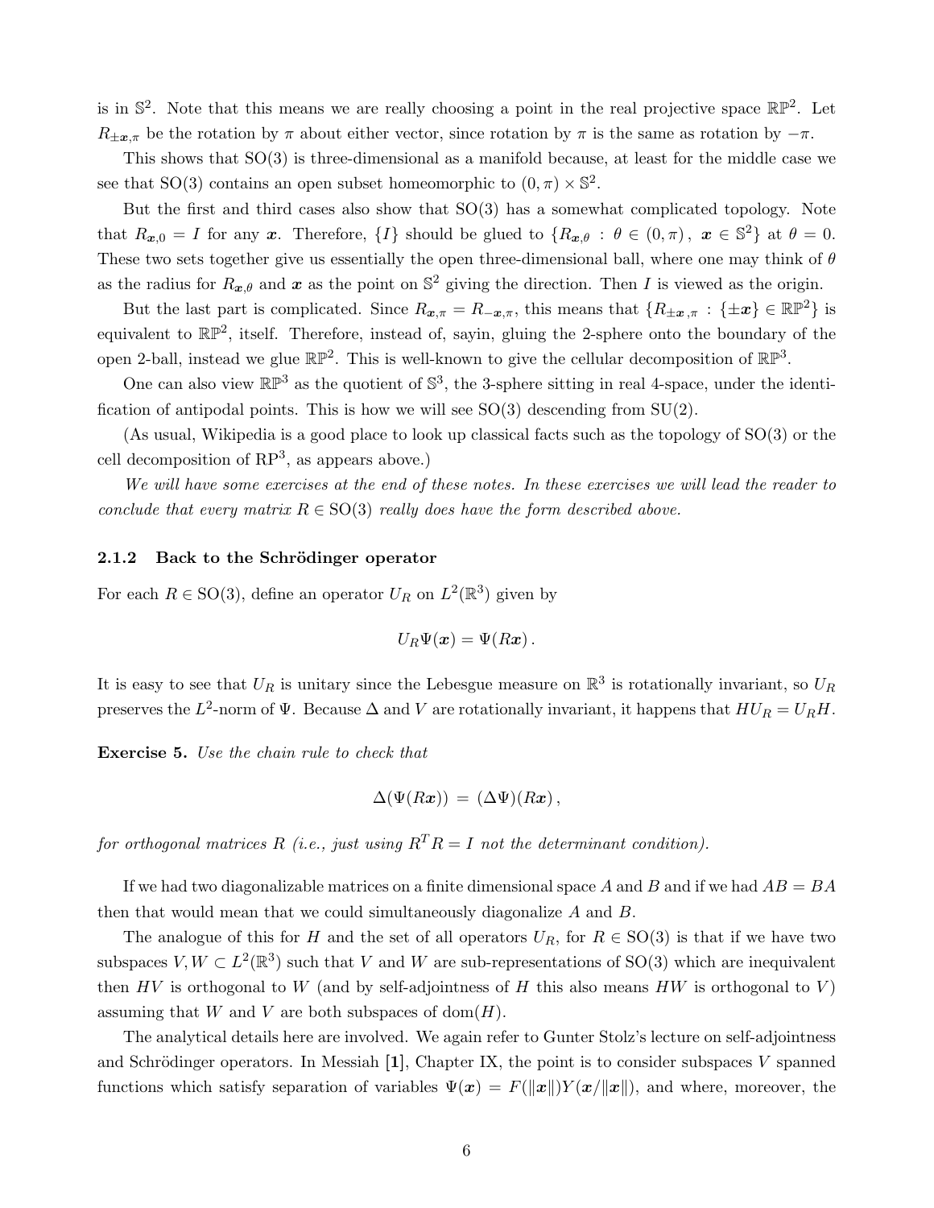is in $\mathbb{S}^2$. Note that this means we are really choosing a point in the real projective space $\mathbb{RP}^2$. Let $R_{\pm \boldsymbol{x},\pi}$ be the rotation by $\pi$ about either vector, since rotation by $\pi$ is the same as rotation by $-\pi$.

This shows that SO(3) is three-dimensional as a manifold because, at least for the middle case we see that SO(3) contains an open subset homeomorphic to $(0,\pi) \times \mathbb{S}^2$.

But the first and third cases also show that SO(3) has a somewhat complicated topology. Note that $R_{\boldsymbol{x},0} = I$ for any $\boldsymbol{x}$. Therefore, $\{I\}$ should be glued to $\{R_{\boldsymbol{x},\theta}\, :\, \theta \in (0,\pi)\, ,\ \boldsymbol{x} \in \mathbb{S}^2\}$ at $\theta = 0$. These two sets together give us essentially the open three-dimensional ball, where one may think of $\theta$ as the radius for $R_{\boldsymbol{x},\theta}$ and $\boldsymbol{x}$ as the point on $\mathbb{S}^2$ giving the direction. Then $I$ is viewed as the origin.

But the last part is complicated. Since $R_{\boldsymbol{x},\pi} = R_{-\boldsymbol{x},\pi}$, this means that $\{R_{\pm \boldsymbol{x},\pi}\, :\, \{\pm \boldsymbol{x}\} \in \mathbb{RP}^2\}$ is equivalent to $\mathbb{RP}^2$, itself. Therefore, instead of, sayin, gluing the 2-sphere onto the boundary of the open 2-ball, instead we glue $\mathbb{RP}^2$. This is well-known to give the cellular decomposition of $\mathbb{RP}^3$.

One can also view $\mathbb{RP}^3$ as the quotient of $\mathbb{S}^3$, the 3-sphere sitting in real 4-space, under the identification of antipodal points. This is how we will see SO(3) descending from SU(2).

(As usual, Wikipedia is a good place to look up classical facts such as the topology of SO(3) or the cell decomposition of $\mathrm{RP}^3$, as appears above.)

*We will have some exercises at the end of these notes. In these exercises we will lead the reader to conclude that every matrix $R \in \mathrm{SO}(3)$ really does have the form described above.*

### 2.1.2 Back to the Schrödinger operator

For each $R \in \mathrm{SO}(3)$, define an operator $U_R$ on $L^2(\mathbb{R}^3)$ given by

$$U_R \Psi(\boldsymbol{x}) = \Psi(R\boldsymbol{x})\, .$$

It is easy to see that $U_R$ is unitary since the Lebesgue measure on $\mathbb{R}^3$ is rotationally invariant, so $U_R$ preserves the $L^2$-norm of $\Psi$. Because $\Delta$ and $V$ are rotationally invariant, it happens that $HU_R = U_R H$.

**Exercise 5.** *Use the chain rule to check that*

$$\Delta(\Psi(R\boldsymbol{x}))\ =\ (\Delta\Psi)(R\boldsymbol{x})\, ,$$

*for orthogonal matrices $R$ (i.e., just using $R^T R = I$ not the determinant condition).*

If we had two diagonalizable matrices on a finite dimensional space $A$ and $B$ and if we had $AB = BA$ then that would mean that we could simultaneously diagonalize $A$ and $B$.

The analogue of this for $H$ and the set of all operators $U_R$, for $R \in \mathrm{SO}(3)$ is that if we have two subspaces $V, W \subset L^2(\mathbb{R}^3)$ such that $V$ and $W$ are sub-representations of SO(3) which are inequivalent then $HV$ is orthogonal to $W$ (and by self-adjointness of $H$ this also means $HW$ is orthogonal to $V$) assuming that $W$ and $V$ are both subspaces of $\mathrm{dom}(H)$.

The analytical details here are involved. We again refer to Gunter Stolz's lecture on self-adjointness and Schrödinger operators. In Messiah **[1]**, Chapter IX, the point is to consider subspaces $V$ spanned functions which satisfy separation of variables $\Psi(\boldsymbol{x}) = F(\|\boldsymbol{x}\|)Y(\boldsymbol{x}/\|\boldsymbol{x}\|)$, and where, moreover, the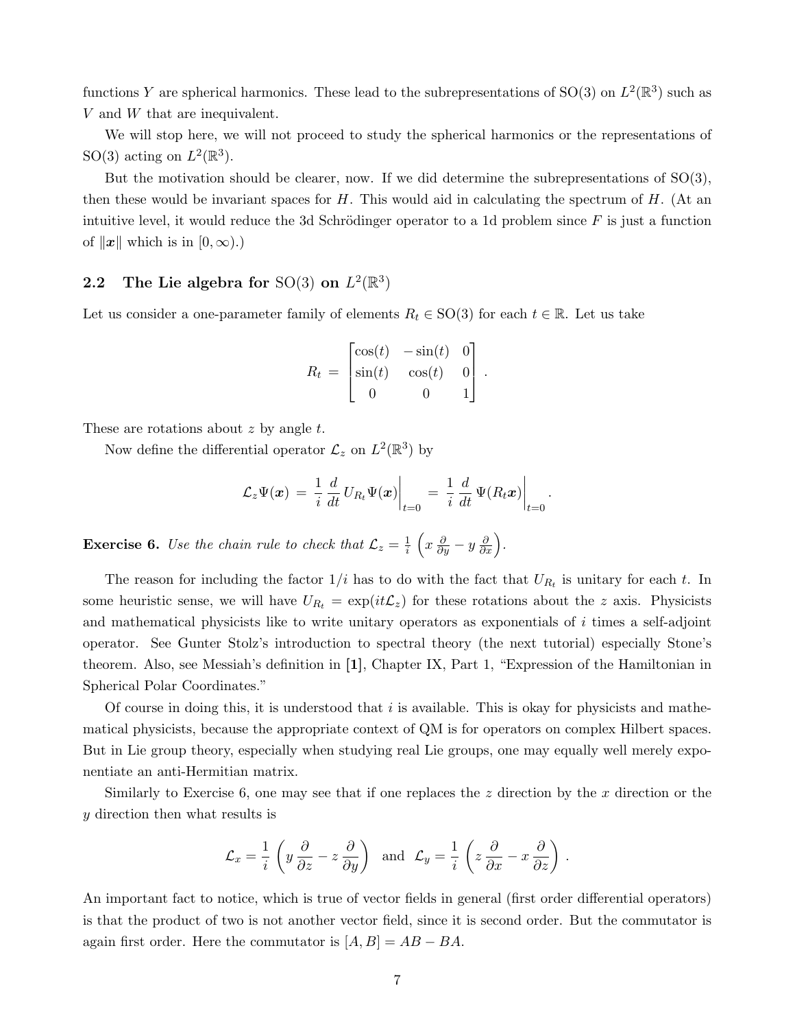functions $Y$ are spherical harmonics. These lead to the subrepresentations of SO(3) on $L^2(\mathbb{R}^3)$ such as $V$ and $W$ that are inequivalent.

We will stop here, we will not proceed to study the spherical harmonics or the representations of SO(3) acting on $L^2(\mathbb{R}^3)$.

But the motivation should be clearer, now. If we did determine the subrepresentations of SO(3), then these would be invariant spaces for $H$. This would aid in calculating the spectrum of $H$. (At an intuitive level, it would reduce the 3d Schrödinger operator to a 1d problem since $F$ is just a function of $\|\boldsymbol{x}\|$ which is in $[0, \infty)$.)

## 2.2 The Lie algebra for SO(3) on $L^2(\mathbb{R}^3)$

Let us consider a one-parameter family of elements $R_t \in \mathrm{SO}(3)$ for each $t \in \mathbb{R}$. Let us take

$$R_t = \begin{bmatrix} \cos(t) & -\sin(t) & 0 \\ \sin(t) & \cos(t) & 0 \\ 0 & 0 & 1 \end{bmatrix}.$$

These are rotations about $z$ by angle $t$.

Now define the differential operator $\mathcal{L}_z$ on $L^2(\mathbb{R}^3)$ by

$$\mathcal{L}_z \Psi(\boldsymbol{x}) = \frac{1}{i}\frac{d}{dt} U_{R_t}\Psi(\boldsymbol{x})\Big|_{t=0} = \frac{1}{i}\frac{d}{dt}\Psi(R_t \boldsymbol{x})\Big|_{t=0}.$$

**Exercise 6.** *Use the chain rule to check that* $\mathcal{L}_z = \frac{1}{i}\left(x\frac{\partial}{\partial y} - y\frac{\partial}{\partial x}\right)$.

The reason for including the factor $1/i$ has to do with the fact that $U_{R_t}$ is unitary for each $t$. In some heuristic sense, we will have $U_{R_t} = \exp(it\mathcal{L}_z)$ for these rotations about the $z$ axis. Physicists and mathematical physicists like to write unitary operators as exponentials of $i$ times a self-adjoint operator. See Gunter Stolz's introduction to spectral theory (the next tutorial) especially Stone's theorem. Also, see Messiah's definition in **[1]**, Chapter IX, Part 1, "Expression of the Hamiltonian in Spherical Polar Coordinates."

Of course in doing this, it is understood that $i$ is available. This is okay for physicists and mathematical physicists, because the appropriate context of QM is for operators on complex Hilbert spaces. But in Lie group theory, especially when studying real Lie groups, one may equally well merely exponentiate an anti-Hermitian matrix.

Similarly to Exercise 6, one may see that if one replaces the $z$ direction by the $x$ direction or the $y$ direction then what results is

$$\mathcal{L}_x = \frac{1}{i}\left(y\frac{\partial}{\partial z} - z\frac{\partial}{\partial y}\right) \quad \text{and} \quad \mathcal{L}_y = \frac{1}{i}\left(z\frac{\partial}{\partial x} - x\frac{\partial}{\partial z}\right).$$

An important fact to notice, which is true of vector fields in general (first order differential operators) is that the product of two is not another vector field, since it is second order. But the commutator is again first order. Here the commutator is $[A, B] = AB - BA$.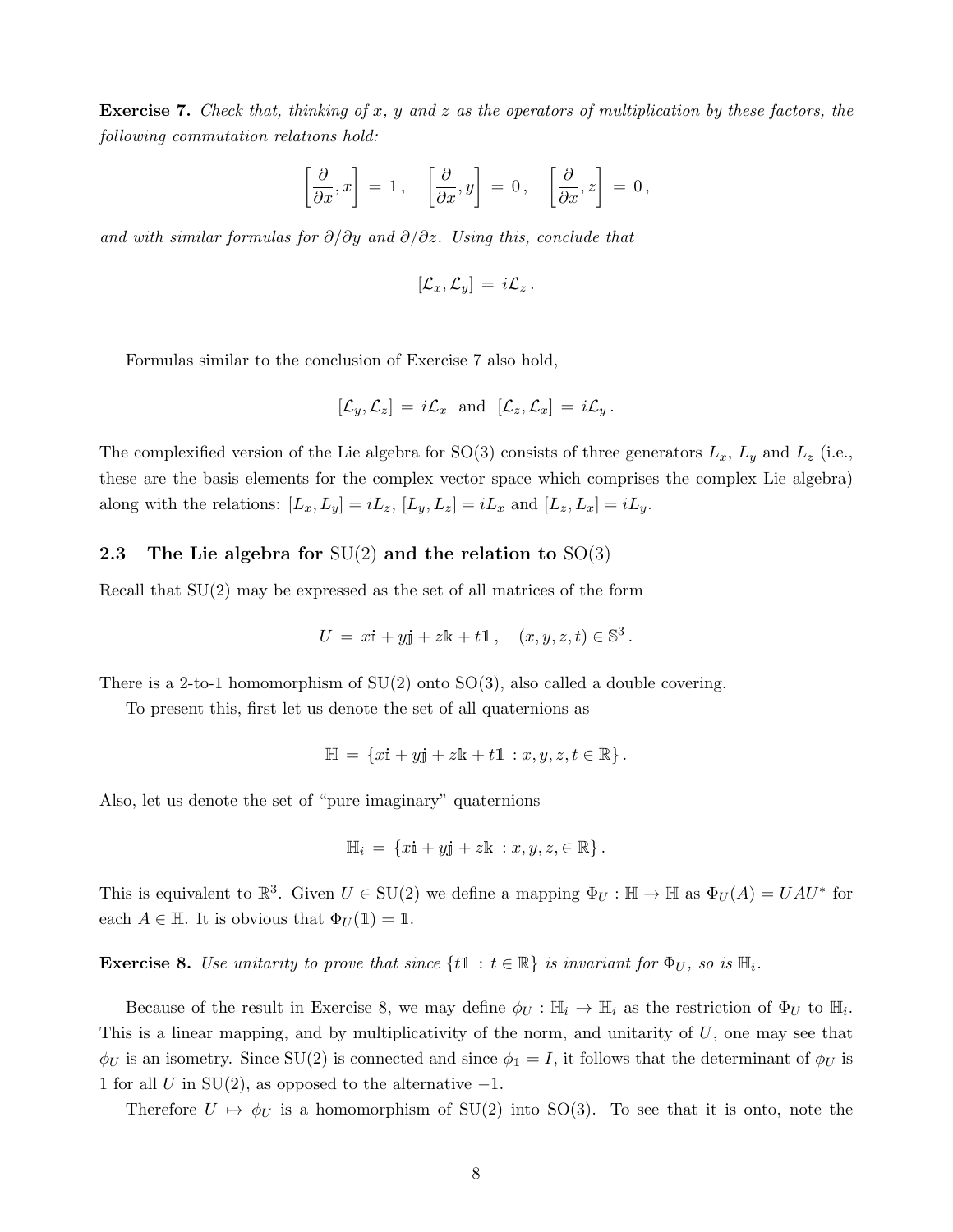**Exercise 7.** *Check that, thinking of $x$, $y$ and $z$ as the operators of multiplication by these factors, the following commutation relations hold:*

$$\left[\frac{\partial}{\partial x}, x\right] = 1\,, \quad \left[\frac{\partial}{\partial x}, y\right] = 0\,, \quad \left[\frac{\partial}{\partial x}, z\right] = 0\,,$$

*and with similar formulas for $\partial/\partial y$ and $\partial/\partial z$. Using this, conclude that*

$$[\mathcal{L}_x, \mathcal{L}_y] = i\mathcal{L}_z\,.$$

Formulas similar to the conclusion of Exercise 7 also hold,

$$[\mathcal{L}_y, \mathcal{L}_z] = i\mathcal{L}_x \text{ and } [\mathcal{L}_z, \mathcal{L}_x] = i\mathcal{L}_y\,.$$

The complexified version of the Lie algebra for SO(3) consists of three generators $L_x$, $L_y$ and $L_z$ (i.e., these are the basis elements for the complex vector space which comprises the complex Lie algebra) along with the relations: $[L_x, L_y] = iL_z$, $[L_y, L_z] = iL_x$ and $[L_z, L_x] = iL_y$.

### 2.3 The Lie algebra for SU(2) and the relation to SO(3)

Recall that SU(2) may be expressed as the set of all matrices of the form

$$U = x\mathbb{i} + y\mathbb{j} + z\mathbb{k} + t\mathbb{1}\,, \quad (x, y, z, t) \in \mathbb{S}^3\,.$$

There is a 2-to-1 homomorphism of SU(2) onto SO(3), also called a double covering.

To present this, first let us denote the set of all quaternions as

$$\mathbb{H} = \{x\mathbb{i} + y\mathbb{j} + z\mathbb{k} + t\mathbb{1} \, : x, y, z, t \in \mathbb{R}\}\,.$$

Also, let us denote the set of "pure imaginary" quaternions

$$\mathbb{H}_i = \{x\mathbb{i} + y\mathbb{j} + z\mathbb{k} \, : x, y, z, \in \mathbb{R}\}\,.$$

This is equivalent to $\mathbb{R}^3$. Given $U \in \mathrm{SU}(2)$ we define a mapping $\Phi_U : \mathbb{H} \to \mathbb{H}$ as $\Phi_U(A) = UAU^*$ for each $A \in \mathbb{H}$. It is obvious that $\Phi_U(\mathbb{1}) = \mathbb{1}$.

**Exercise 8.** *Use unitarity to prove that since $\{t\mathbb{1} \, : t \in \mathbb{R}\}$ is invariant for $\Phi_U$, so is $\mathbb{H}_i$.*

Because of the result in Exercise 8, we may define $\phi_U : \mathbb{H}_i \to \mathbb{H}_i$ as the restriction of $\Phi_U$ to $\mathbb{H}_i$. This is a linear mapping, and by multiplicativity of the norm, and unitarity of $U$, one may see that $\phi_U$ is an isometry. Since SU(2) is connected and since $\phi_{\mathbb{1}} = I$, it follows that the determinant of $\phi_U$ is 1 for all $U$ in SU(2), as opposed to the alternative $-1$.

Therefore $U \mapsto \phi_U$ is a homomorphism of SU(2) into SO(3). To see that it is onto, note the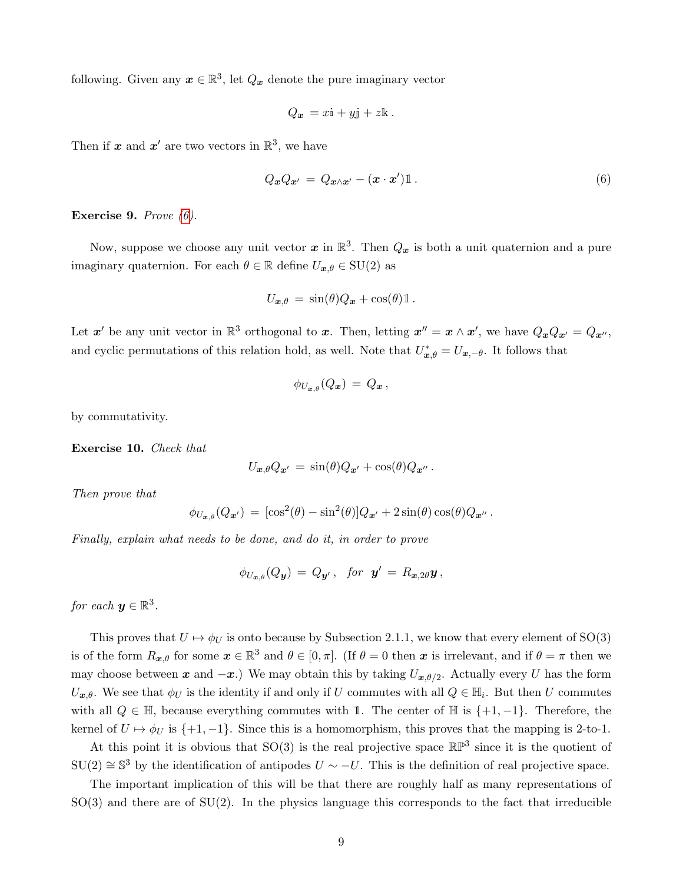following. Given any $\boldsymbol{x} \in \mathbb{R}^3$, let $Q_{\boldsymbol{x}}$ denote the pure imaginary vector

$$Q_{\boldsymbol{x}} = x\mathbb{i} + y\mathbb{j} + z\mathbb{k}\,.$$

Then if $\boldsymbol{x}$ and $\boldsymbol{x}'$ are two vectors in $\mathbb{R}^3$, we have

$$Q_{\boldsymbol{x}} Q_{\boldsymbol{x}'} = Q_{\boldsymbol{x}\wedge\boldsymbol{x}'} - (\boldsymbol{x}\cdot\boldsymbol{x}')\mathbb{1}\,. \tag{6}$$

**Exercise 9.** *Prove (6).*

Now, suppose we choose any unit vector $\boldsymbol{x}$ in $\mathbb{R}^3$. Then $Q_{\boldsymbol{x}}$ is both a unit quaternion and a pure imaginary quaternion. For each $\theta \in \mathbb{R}$ define $U_{\boldsymbol{x},\theta} \in \mathrm{SU}(2)$ as

$$U_{\boldsymbol{x},\theta} = \sin(\theta) Q_{\boldsymbol{x}} + \cos(\theta)\mathbb{1}\,.$$

Let $\boldsymbol{x}'$ be any unit vector in $\mathbb{R}^3$ orthogonal to $\boldsymbol{x}$. Then, letting $\boldsymbol{x}'' = \boldsymbol{x}\wedge\boldsymbol{x}'$, we have $Q_{\boldsymbol{x}}Q_{\boldsymbol{x}'} = Q_{\boldsymbol{x}''}$, and cyclic permutations of this relation hold, as well. Note that $U^*_{\boldsymbol{x},\theta} = U_{\boldsymbol{x},-\theta}$. It follows that

$$\phi_{U_{\boldsymbol{x},\theta}}(Q_{\boldsymbol{x}}) = Q_{\boldsymbol{x}}\,,$$

by commutativity.

**Exercise 10.** *Check that*

$$U_{\boldsymbol{x},\theta} Q_{\boldsymbol{x}'} = \sin(\theta) Q_{\boldsymbol{x}'} + \cos(\theta) Q_{\boldsymbol{x}''}\,.$$

*Then prove that*

$$\phi_{U_{\boldsymbol{x},\theta}}(Q_{\boldsymbol{x}'}) = [\cos^2(\theta) - \sin^2(\theta)] Q_{\boldsymbol{x}'} + 2\sin(\theta)\cos(\theta) Q_{\boldsymbol{x}''}\,.$$

*Finally, explain what needs to be done, and do it, in order to prove*

$$\phi_{U_{\boldsymbol{x},\theta}}(Q_{\boldsymbol{y}}) = Q_{\boldsymbol{y}'}\,,\quad \textit{for}\quad \boldsymbol{y}' = R_{\boldsymbol{x},2\theta}\boldsymbol{y}\,,$$

*for each* $\boldsymbol{y} \in \mathbb{R}^3$.

This proves that $U \mapsto \phi_U$ is onto because by Subsection 2.1.1, we know that every element of SO(3) is of the form $R_{\boldsymbol{x},\theta}$ for some $\boldsymbol{x} \in \mathbb{R}^3$ and $\theta \in [0,\pi]$. (If $\theta = 0$ then $\boldsymbol{x}$ is irrelevant, and if $\theta = \pi$ then we may choose between $\boldsymbol{x}$ and $-\boldsymbol{x}$.) We may obtain this by taking $U_{\boldsymbol{x},\theta/2}$. Actually every $U$ has the form $U_{\boldsymbol{x},\theta}$. We see that $\phi_U$ is the identity if and only if $U$ commutes with all $Q \in \mathbb{H}_i$. But then $U$ commutes with all $Q \in \mathbb{H}$, because everything commutes with $\mathbb{1}$. The center of $\mathbb{H}$ is $\{+1,-1\}$. Therefore, the kernel of $U \mapsto \phi_U$ is $\{+1,-1\}$. Since this is a homomorphism, this proves that the mapping is 2-to-1.

At this point it is obvious that SO(3) is the real projective space $\mathbb{RP}^3$ since it is the quotient of $\mathrm{SU}(2) \cong \mathbb{S}^3$ by the identification of antipodes $U \sim -U$. This is the definition of real projective space.

The important implication of this will be that there are roughly half as many representations of SO(3) and there are of SU(2). In the physics language this corresponds to the fact that irreducible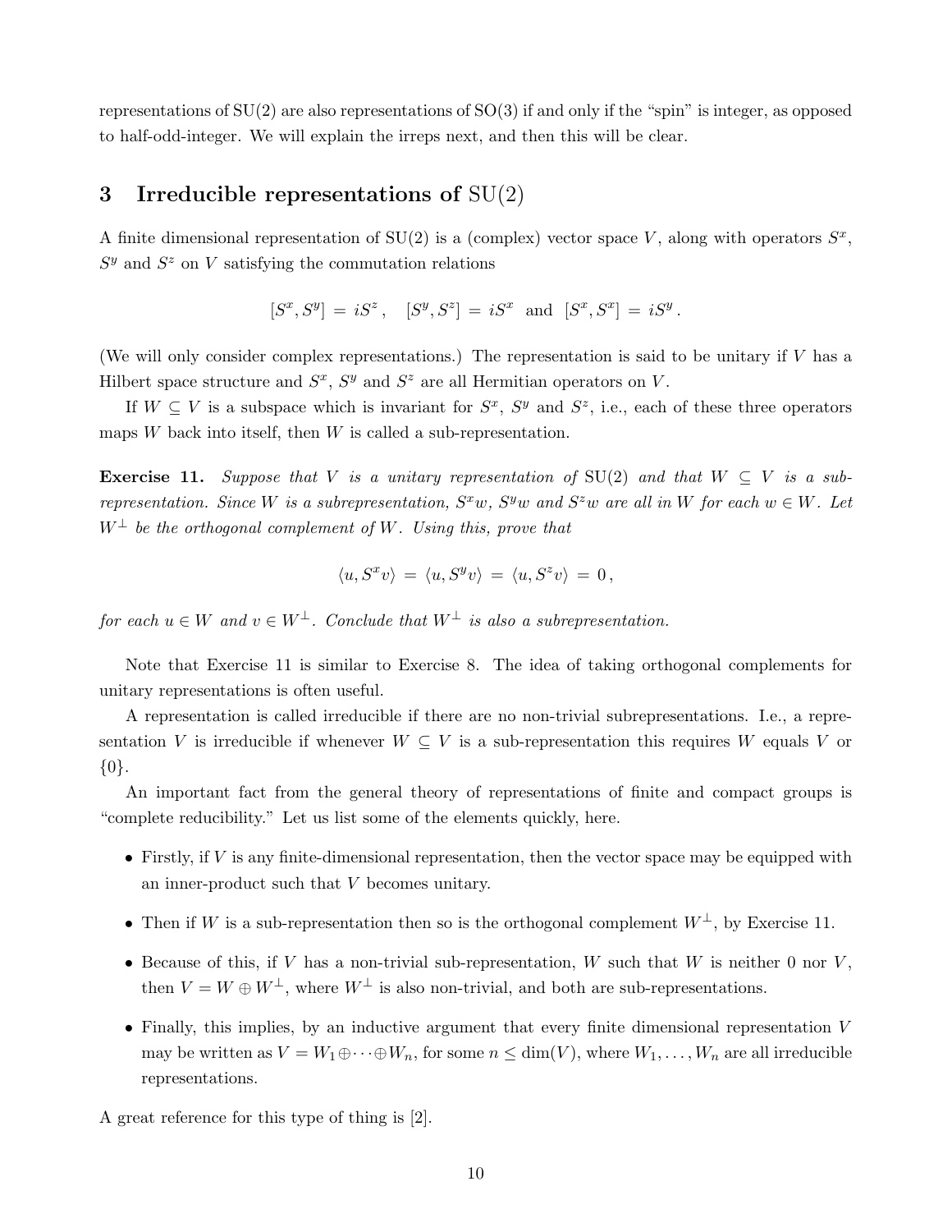representations of SU(2) are also representations of SO(3) if and only if the "spin" is integer, as opposed to half-odd-integer. We will explain the irreps next, and then this will be clear.

## 3 Irreducible representations of SU(2)

A finite dimensional representation of SU(2) is a (complex) vector space $V$, along with operators $S^x$, $S^y$ and $S^z$ on $V$ satisfying the commutation relations

$$[S^x, S^y] = iS^z\,, \quad [S^y, S^z] = iS^x \text{ and } [S^x, S^x] = iS^y\,.$$

(We will only consider complex representations.) The representation is said to be unitary if $V$ has a Hilbert space structure and $S^x$, $S^y$ and $S^z$ are all Hermitian operators on $V$.

If $W \subseteq V$ is a subspace which is invariant for $S^x$, $S^y$ and $S^z$, i.e., each of these three operators maps $W$ back into itself, then $W$ is called a sub-representation.

**Exercise 11.** *Suppose that $V$ is a unitary representation of SU(2) and that $W \subseteq V$ is a sub-representation. Since $W$ is a subrepresentation, $S^x w$, $S^y w$ and $S^z w$ are all in $W$ for each $w \in W$. Let $W^\perp$ be the orthogonal complement of $W$. Using this, prove that*

$$\langle u, S^x v\rangle = \langle u, S^y v\rangle = \langle u, S^z v\rangle = 0\,,$$

*for each $u \in W$ and $v \in W^\perp$. Conclude that $W^\perp$ is also a subrepresentation.*

Note that Exercise 11 is similar to Exercise 8. The idea of taking orthogonal complements for unitary representations is often useful.

A representation is called irreducible if there are no non-trivial subrepresentations. I.e., a representation $V$ is irreducible if whenever $W \subseteq V$ is a sub-representation this requires $W$ equals $V$ or $\{0\}$.

An important fact from the general theory of representations of finite and compact groups is "complete reducibility." Let us list some of the elements quickly, here.

- Firstly, if $V$ is any finite-dimensional representation, then the vector space may be equipped with an inner-product such that $V$ becomes unitary.
- Then if $W$ is a sub-representation then so is the orthogonal complement $W^\perp$, by Exercise 11.
- Because of this, if $V$ has a non-trivial sub-representation, $W$ such that $W$ is neither 0 nor $V$, then $V = W \oplus W^\perp$, where $W^\perp$ is also non-trivial, and both are sub-representations.
- Finally, this implies, by an inductive argument that every finite dimensional representation $V$ may be written as $V = W_1 \oplus \cdots \oplus W_n$, for some $n \leq \dim(V)$, where $W_1, \dots, W_n$ are all irreducible representations.

A great reference for this type of thing is [2].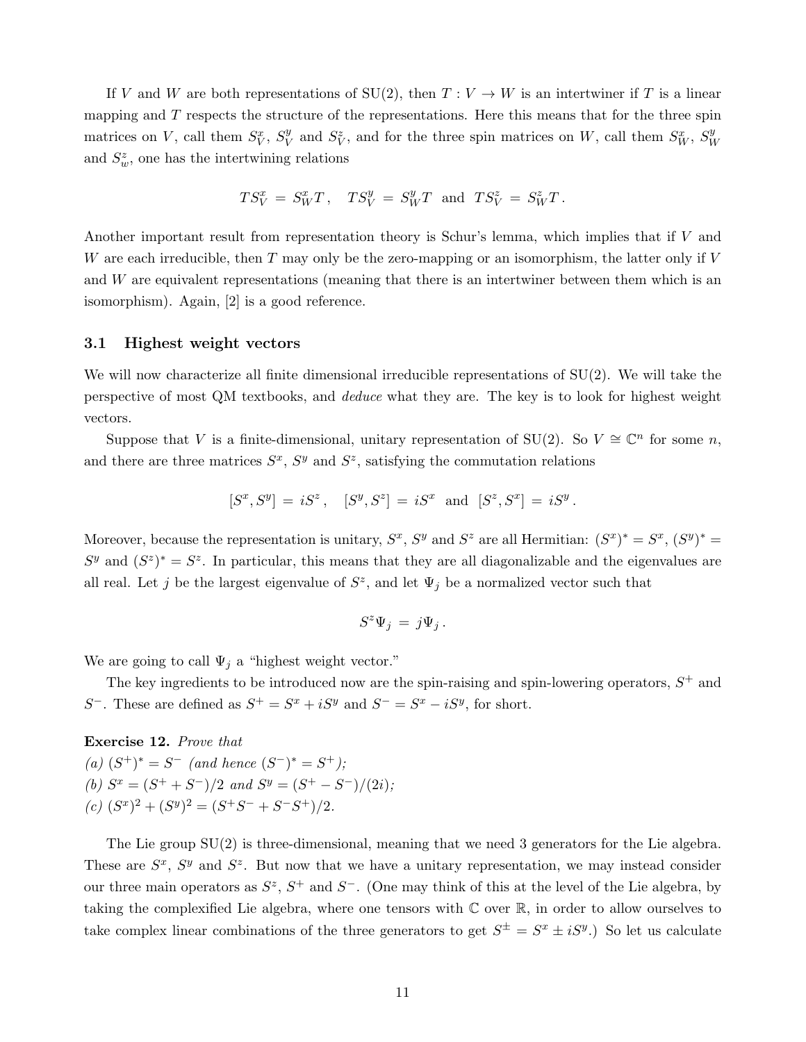If $V$ and $W$ are both representations of SU(2), then $T : V \to W$ is an intertwiner if $T$ is a linear mapping and $T$ respects the structure of the representations. Here this means that for the three spin matrices on $V$, call them $S^x_V$, $S^y_V$ and $S^z_V$, and for the three spin matrices on $W$, call them $S^x_W$, $S^y_W$ and $S^z_w$, one has the intertwining relations

$$TS^x_V = S^x_W T\,, \quad TS^y_V = S^y_W T \text{ and } TS^z_V = S^z_W T\,.$$

Another important result from representation theory is Schur's lemma, which implies that if $V$ and $W$ are each irreducible, then $T$ may only be the zero-mapping or an isomorphism, the latter only if $V$ and $W$ are equivalent representations (meaning that there is an intertwiner between them which is an isomorphism). Again, [2] is a good reference.

### 3.1 Highest weight vectors

We will now characterize all finite dimensional irreducible representations of SU(2). We will take the perspective of most QM textbooks, and *deduce* what they are. The key is to look for highest weight vectors.

Suppose that $V$ is a finite-dimensional, unitary representation of SU(2). So $V \cong \mathbb{C}^n$ for some $n$, and there are three matrices $S^x$, $S^y$ and $S^z$, satisfying the commutation relations

$$[S^x, S^y] = iS^z\,, \quad [S^y, S^z] = iS^x \text{ and } [S^z, S^x] = iS^y\,.$$

Moreover, because the representation is unitary, $S^x$, $S^y$ and $S^z$ are all Hermitian: $(S^x)^* = S^x$, $(S^y)^* = S^y$ and $(S^z)^* = S^z$. In particular, this means that they are all diagonalizable and the eigenvalues are all real. Let $j$ be the largest eigenvalue of $S^z$, and let $\Psi_j$ be a normalized vector such that

$$S^z \Psi_j = j \Psi_j\,.$$

We are going to call $\Psi_j$ a "highest weight vector."

The key ingredients to be introduced now are the spin-raising and spin-lowering operators, $S^+$ and $S^-$. These are defined as $S^+ = S^x + iS^y$ and $S^- = S^x - iS^y$, for short.

**Exercise 12.** *Prove that*
*(a)* $(S^+)^* = S^-$ *(and hence* $(S^-)^* = S^+$*);*
*(b)* $S^x = (S^+ + S^-)/2$ *and* $S^y = (S^+ - S^-)/(2i)$*;*
*(c)* $(S^x)^2 + (S^y)^2 = (S^+S^- + S^-S^+)/2$*.*

The Lie group SU(2) is three-dimensional, meaning that we need 3 generators for the Lie algebra. These are $S^x$, $S^y$ and $S^z$. But now that we have a unitary representation, we may instead consider our three main operators as $S^z$, $S^+$ and $S^-$. (One may think of this at the level of the Lie algebra, by taking the complexified Lie algebra, where one tensors with $\mathbb{C}$ over $\mathbb{R}$, in order to allow ourselves to take complex linear combinations of the three generators to get $S^\pm = S^x \pm iS^y$.) So let us calculate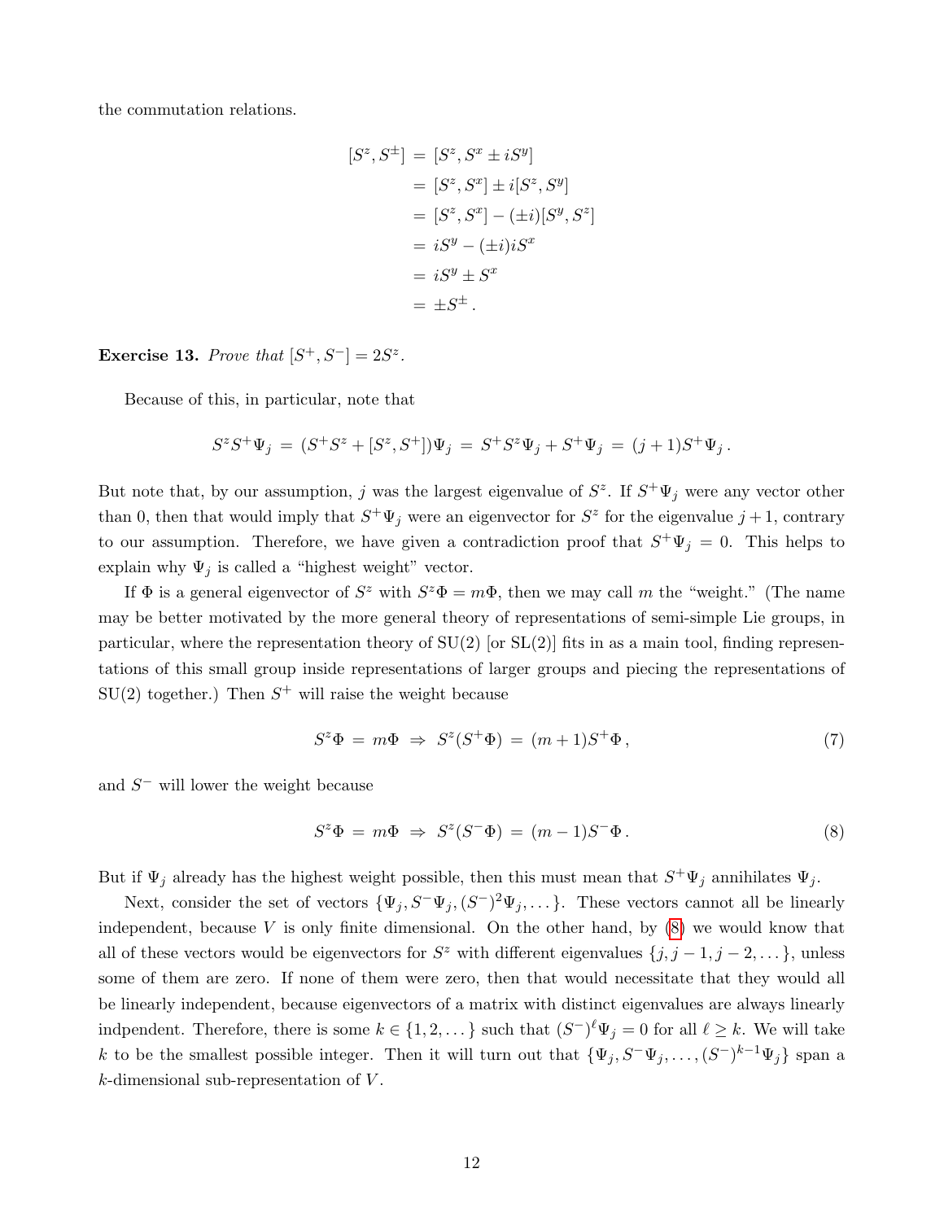the commutation relations.

$$
\begin{aligned}
[S^z, S^\pm] &= [S^z, S^x \pm iS^y] \\
&= [S^z, S^x] \pm i[S^z, S^y] \\
&= [S^z, S^x] - (\pm i)[S^y, S^z] \\
&= iS^y - (\pm i)iS^x \\
&= iS^y \pm S^x \\
&= \pm S^\pm \,.
\end{aligned}
$$

**Exercise 13.** *Prove that* $[S^+, S^-] = 2S^z$.

Because of this, in particular, note that

$$
S^z S^+ \Psi_j \,=\, (S^+ S^z + [S^z, S^+])\Psi_j \,=\, S^+ S^z \Psi_j + S^+ \Psi_j \,=\, (j+1) S^+ \Psi_j \,.
$$

But note that, by our assumption, $j$ was the largest eigenvalue of $S^z$. If $S^+\Psi_j$ were any vector other than 0, then that would imply that $S^+\Psi_j$ were an eigenvector for $S^z$ for the eigenvalue $j+1$, contrary to our assumption. Therefore, we have given a contradiction proof that $S^+\Psi_j = 0$. This helps to explain why $\Psi_j$ is called a "highest weight" vector.

If $\Phi$ is a general eigenvector of $S^z$ with $S^z\Phi = m\Phi$, then we may call $m$ the "weight." (The name may be better motivated by the more general theory of representations of semi-simple Lie groups, in particular, where the representation theory of SU(2) [or SL(2)] fits in as a main tool, finding representations of this small group inside representations of larger groups and piecing the representations of SU(2) together.) Then $S^+$ will raise the weight because

$$
S^z\Phi \,=\, m\Phi \;\Rightarrow\; S^z(S^+\Phi) \,=\, (m+1)S^+\Phi \,, \tag{7}
$$

and $S^-$ will lower the weight because

$$
S^z\Phi \,=\, m\Phi \;\Rightarrow\; S^z(S^-\Phi) \,=\, (m-1)S^-\Phi \,. \tag{8}
$$

But if $\Psi_j$ already has the highest weight possible, then this must mean that $S^+\Psi_j$ annihilates $\Psi_j$.

Next, consider the set of vectors $\{\Psi_j, S^-\Psi_j, (S^-)^2\Psi_j, \dots\}$. These vectors cannot all be linearly independent, because $V$ is only finite dimensional. On the other hand, by (8) we would know that all of these vectors would be eigenvectors for $S^z$ with different eigenvalues $\{j, j-1, j-2, \dots\}$, unless some of them are zero. If none of them were zero, then that would necessitate that they would all be linearly independent, because eigenvectors of a matrix with distinct eigenvalues are always linearly indpendent. Therefore, there is some $k \in \{1, 2, \dots\}$ such that $(S^-)^\ell \Psi_j = 0$ for all $\ell \geq k$. We will take $k$ to be the smallest possible integer. Then it will turn out that $\{\Psi_j, S^-\Psi_j, \dots, (S^-)^{k-1}\Psi_j\}$ span a $k$-dimensional sub-representation of $V$.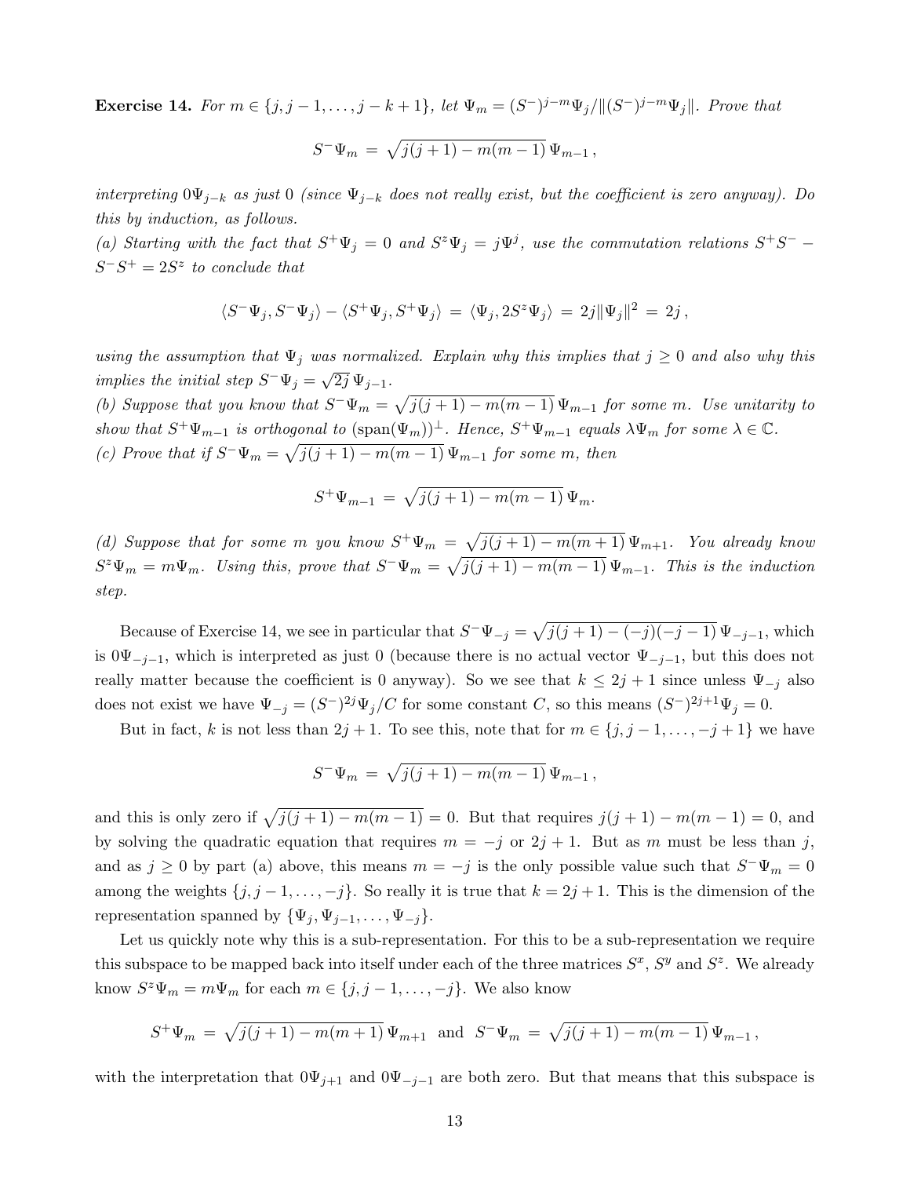**Exercise 14.** *For $m \in \{j, j-1, \dots, j-k+1\}$, let $\Psi_m = (S^-)^{j-m}\Psi_j/\|(S^-)^{j-m}\Psi_j\|$. Prove that*

$$S^-\Psi_m \,=\, \sqrt{j(j+1)-m(m-1)}\,\Psi_{m-1}\,,$$

*interpreting $0\Psi_{j-k}$ as just 0 (since $\Psi_{j-k}$ does not really exist, but the coefficient is zero anyway). Do this by induction, as follows.*

*(a) Starting with the fact that $S^+\Psi_j = 0$ and $S^z\Psi_j = j\Psi^j$, use the commutation relations $S^+S^- - S^-S^+ = 2S^z$ to conclude that*

$$\langle S^-\Psi_j, S^-\Psi_j\rangle - \langle S^+\Psi_j, S^+\Psi_j\rangle \,=\, \langle \Psi_j, 2S^z\Psi_j\rangle \,=\, 2j\|\Psi_j\|^2 \,=\, 2j\,,$$

*using the assumption that $\Psi_j$ was normalized. Explain why this implies that $j \geq 0$ and also why this implies the initial step $S^-\Psi_j = \sqrt{2j}\,\Psi_{j-1}$.*

*(b) Suppose that you know that $S^-\Psi_m = \sqrt{j(j+1)-m(m-1)}\,\Psi_{m-1}$ for some $m$. Use unitarity to show that $S^+\Psi_{m-1}$ is orthogonal to $(\text{span}(\Psi_m))^\perp$. Hence, $S^+\Psi_{m-1}$ equals $\lambda\Psi_m$ for some $\lambda \in \mathbb{C}$.*

*(c) Prove that if $S^-\Psi_m = \sqrt{j(j+1)-m(m-1)}\,\Psi_{m-1}$ for some $m$, then*

$$S^+\Psi_{m-1} \,=\, \sqrt{j(j+1)-m(m-1)}\,\Psi_m.$$

*(d) Suppose that for some $m$ you know $S^+\Psi_m = \sqrt{j(j+1)-m(m+1)}\,\Psi_{m+1}$. You already know $S^z\Psi_m = m\Psi_m$. Using this, prove that $S^-\Psi_m = \sqrt{j(j+1)-m(m-1)}\,\Psi_{m-1}$. This is the induction step.*

Because of Exercise 14, we see in particular that $S^-\Psi_{-j} = \sqrt{j(j+1)-(-j)(-j-1)}\,\Psi_{-j-1}$, which is $0\Psi_{-j-1}$, which is interpreted as just 0 (because there is no actual vector $\Psi_{-j-1}$, but this does not really matter because the coefficient is 0 anyway). So we see that $k \leq 2j+1$ since unless $\Psi_{-j}$ also does not exist we have $\Psi_{-j} = (S^-)^{2j}\Psi_j/C$ for some constant $C$, so this means $(S^-)^{2j+1}\Psi_j = 0$.

But in fact, $k$ is not less than $2j+1$. To see this, note that for $m \in \{j, j-1, \dots, -j+1\}$ we have

$$S^-\Psi_m \,=\, \sqrt{j(j+1)-m(m-1)}\,\Psi_{m-1}\,,$$

and this is only zero if $\sqrt{j(j+1)-m(m-1)} = 0$. But that requires $j(j+1)-m(m-1) = 0$, and by solving the quadratic equation that requires $m = -j$ or $2j+1$. But as $m$ must be less than $j$, and as $j \geq 0$ by part (a) above, this means $m = -j$ is the only possible value such that $S^-\Psi_m = 0$ among the weights $\{j, j-1, \dots, -j\}$. So really it is true that $k = 2j+1$. This is the dimension of the representation spanned by $\{\Psi_j, \Psi_{j-1}, \dots, \Psi_{-j}\}$.

Let us quickly note why this is a sub-representation. For this to be a sub-representation we require this subspace to be mapped back into itself under each of the three matrices $S^x$, $S^y$ and $S^z$. We already know $S^z\Psi_m = m\Psi_m$ for each $m \in \{j, j-1, \dots, -j\}$. We also know

$$S^+\Psi_m \,=\, \sqrt{j(j+1)-m(m+1)}\,\Psi_{m+1} \;\text{ and }\; S^-\Psi_m \,=\, \sqrt{j(j+1)-m(m-1)}\,\Psi_{m-1}\,,$$

with the interpretation that $0\Psi_{j+1}$ and $0\Psi_{-j-1}$ are both zero. But that means that this subspace is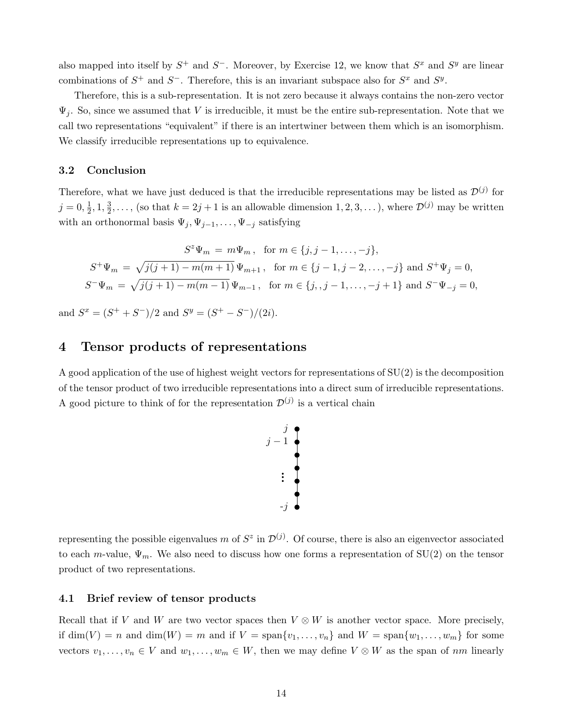also mapped into itself by $S^+$ and $S^-$. Moreover, by Exercise 12, we know that $S^x$ and $S^y$ are linear combinations of $S^+$ and $S^-$. Therefore, this is an invariant subspace also for $S^x$ and $S^y$.

Therefore, this is a sub-representation. It is not zero because it always contains the non-zero vector $\Psi_j$. So, since we assumed that $V$ is irreducible, it must be the entire sub-representation. Note that we call two representations "equivalent" if there is an intertwiner between them which is an isomorphism. We classify irreducible representations up to equivalence.

### 3.2 Conclusion

Therefore, what we have just deduced is that the irreducible representations may be listed as $\mathcal{D}^{(j)}$ for $j = 0, \frac{1}{2}, 1, \frac{3}{2}, \dots$, (so that $k = 2j+1$ is an allowable dimension $1, 2, 3, \dots$), where $\mathcal{D}^{(j)}$ may be written with an orthonormal basis $\Psi_j, \Psi_{j-1}, \dots, \Psi_{-j}$ satisfying

$$
\begin{aligned}
S^z \Psi_m &= m \Psi_m \,, \quad \text{for } m \in \{j, j-1, \dots, -j\}, \\
S^+ \Psi_m &= \sqrt{j(j+1) - m(m+1)}\, \Psi_{m+1} \,, \quad \text{for } m \in \{j-1, j-2, \dots, -j\} \text{ and } S^+ \Psi_j = 0, \\
S^- \Psi_m &= \sqrt{j(j+1) - m(m-1)}\, \Psi_{m-1} \,, \quad \text{for } m \in \{j, , j-1, \dots, -j+1\} \text{ and } S^- \Psi_{-j} = 0,
\end{aligned}
$$

and $S^x = (S^+ + S^-)/2$ and $S^y = (S^+ - S^-)/(2i)$.

## 4 Tensor products of representations

A good application of the use of highest weight vectors for representations of SU(2) is the decomposition of the tensor product of two irreducible representations into a direct sum of irreducible representations. A good picture to think of for the representation $\mathcal{D}^{(j)}$ is a vertical chain

$j$
$j-1$
$\vdots$
$-j$

representing the possible eigenvalues $m$ of $S^z$ in $\mathcal{D}^{(j)}$. Of course, there is also an eigenvector associated to each $m$-value, $\Psi_m$. We also need to discuss how one forms a representation of SU(2) on the tensor product of two representations.

### 4.1 Brief review of tensor products

Recall that if $V$ and $W$ are two vector spaces then $V \otimes W$ is another vector space. More precisely, if $\dim(V) = n$ and $\dim(W) = m$ and if $V = \text{span}\{v_1, \dots, v_n\}$ and $W = \text{span}\{w_1, \dots, w_m\}$ for some vectors $v_1, \dots, v_n \in V$ and $w_1, \dots, w_m \in W$, then we may define $V \otimes W$ as the span of $nm$ linearly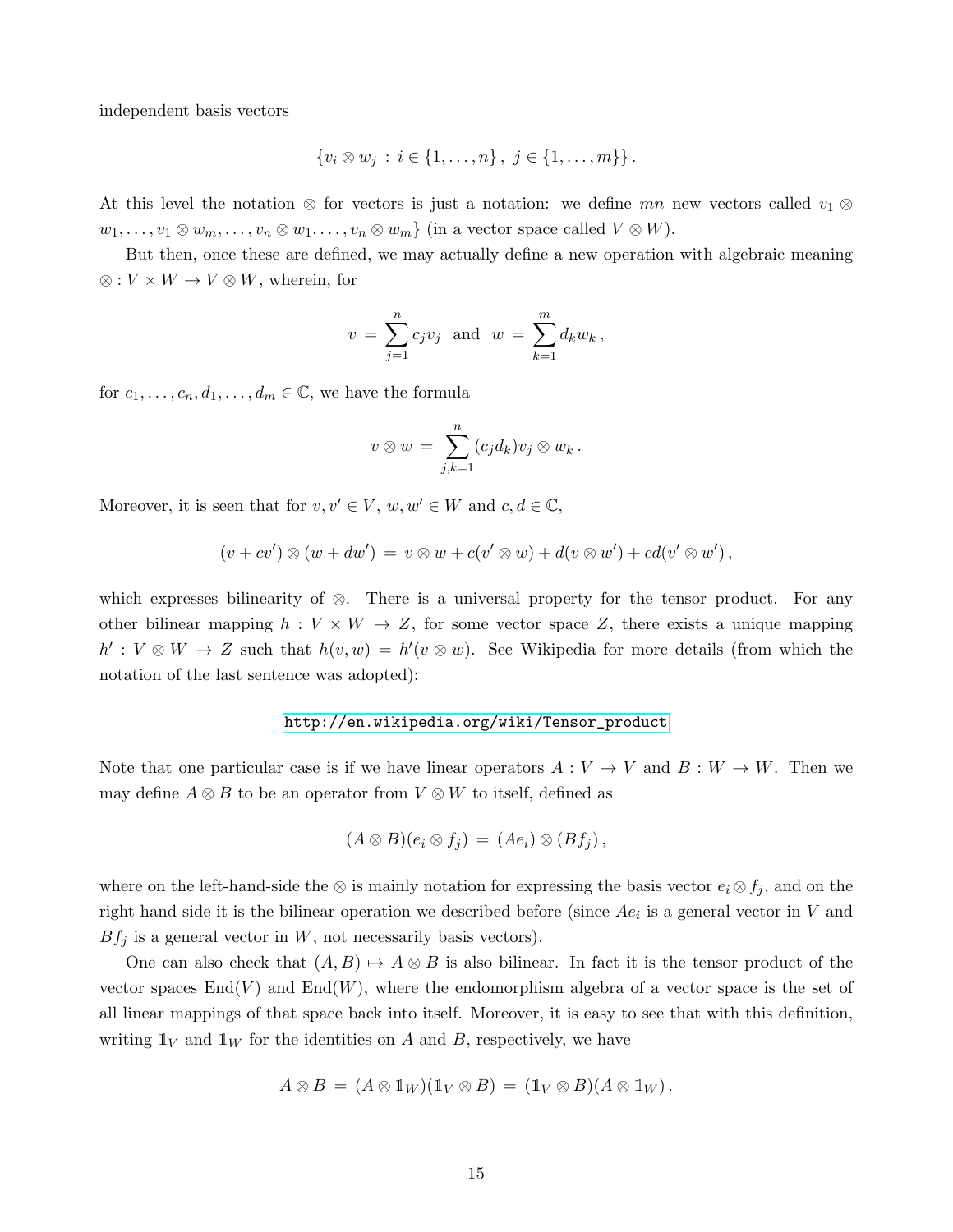independent basis vectors

$$\{v_i \otimes w_j \,:\, i \in \{1, \dots, n\}\,,\ j \in \{1, \dots, m\}\}\,.$$

At this level the notation $\otimes$ for vectors is just a notation: we define $mn$ new vectors called $v_1 \otimes w_1, \dots, v_1 \otimes w_m, \dots, v_n \otimes w_1, \dots, v_n \otimes w_m\}$ (in a vector space called $V \otimes W$).

But then, once these are defined, we may actually define a new operation with algebraic meaning $\otimes : V \times W \to V \otimes W$, wherein, for

$$v \,=\, \sum_{j=1}^{n} c_j v_j \quad \text{and} \quad w \,=\, \sum_{k=1}^{m} d_k w_k\,,$$

for $c_1, \dots, c_n, d_1, \dots, d_m \in \mathbb{C}$, we have the formula

$$v \otimes w \,=\, \sum_{j,k=1}^{n} (c_j d_k) v_j \otimes w_k\,.$$

Moreover, it is seen that for $v, v' \in V$, $w, w' \in W$ and $c, d \in \mathbb{C}$,

$$(v + cv') \otimes (w + dw') \,=\, v \otimes w + c(v' \otimes w) + d(v \otimes w') + cd(v' \otimes w')\,,$$

which expresses bilinearity of $\otimes$. There is a universal property for the tensor product. For any other bilinear mapping $h : V \times W \to Z$, for some vector space $Z$, there exists a unique mapping $h' : V \otimes W \to Z$ such that $h(v, w) = h'(v \otimes w)$. See Wikipedia for more details (from which the notation of the last sentence was adopted):

http://en.wikipedia.org/wiki/Tensor_product

Note that one particular case is if we have linear operators $A : V \to V$ and $B : W \to W$. Then we may define $A \otimes B$ to be an operator from $V \otimes W$ to itself, defined as

$$(A \otimes B)(e_i \otimes f_j) \,=\, (Ae_i) \otimes (Bf_j)\,,$$

where on the left-hand-side the $\otimes$ is mainly notation for expressing the basis vector $e_i \otimes f_j$, and on the right hand side it is the bilinear operation we described before (since $Ae_i$ is a general vector in $V$ and $Bf_j$ is a general vector in $W$, not necessarily basis vectors).

One can also check that $(A, B) \mapsto A \otimes B$ is also bilinear. In fact it is the tensor product of the vector spaces $\mathrm{End}(V)$ and $\mathrm{End}(W)$, where the endomorphism algebra of a vector space is the set of all linear mappings of that space back into itself. Moreover, it is easy to see that with this definition, writing $\mathbb{1}_V$ and $\mathbb{1}_W$ for the identities on $A$ and $B$, respectively, we have

$$A \otimes B \,=\, (A \otimes \mathbb{1}_W)(\mathbb{1}_V \otimes B) \,=\, (\mathbb{1}_V \otimes B)(A \otimes \mathbb{1}_W)\,.$$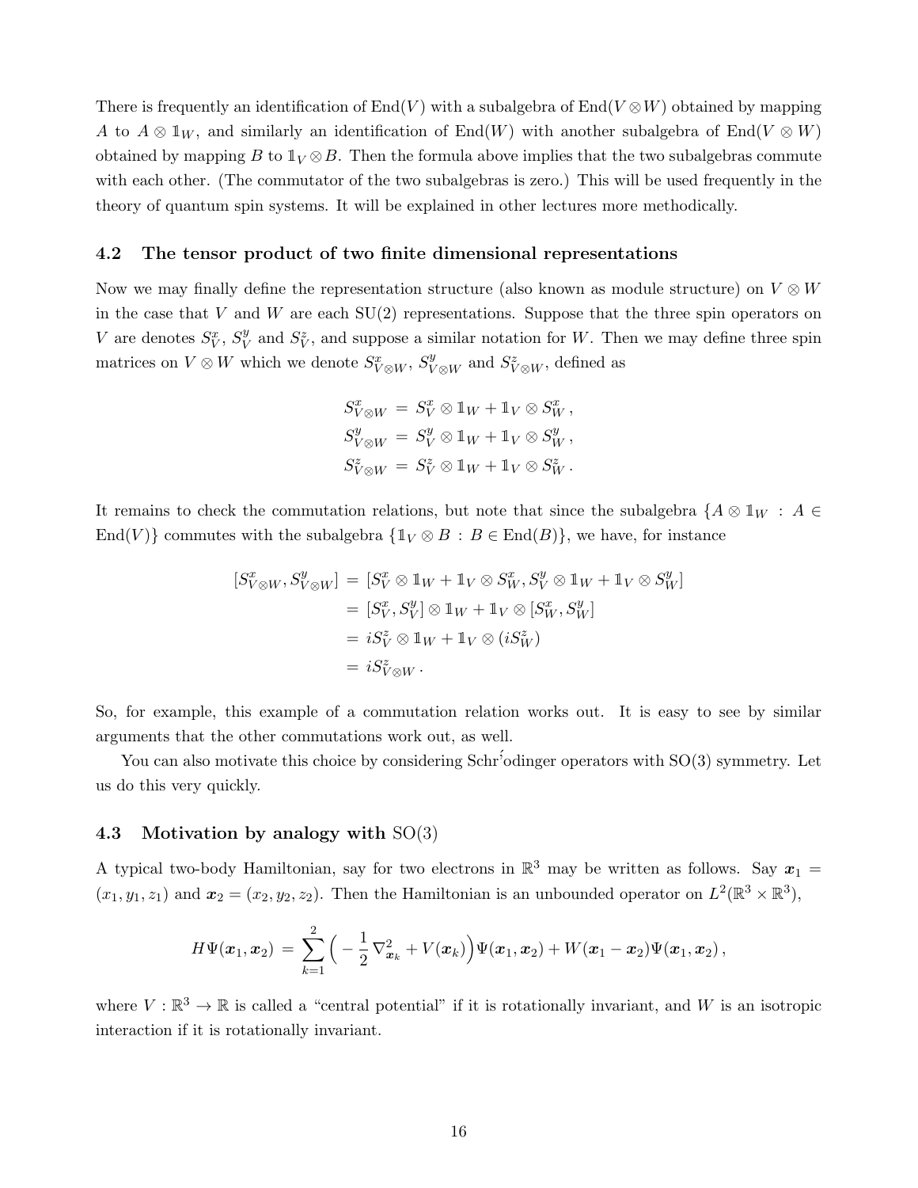There is frequently an identification of $\mathrm{End}(V)$ with a subalgebra of $\mathrm{End}(V \otimes W)$ obtained by mapping $A$ to $A \otimes \mathbb{1}_W$, and similarly an identification of $\mathrm{End}(W)$ with another subalgebra of $\mathrm{End}(V \otimes W)$ obtained by mapping $B$ to $\mathbb{1}_V \otimes B$. Then the formula above implies that the two subalgebras commute with each other. (The commutator of the two subalgebras is zero.) This will be used frequently in the theory of quantum spin systems. It will be explained in other lectures more methodically.

### 4.2 The tensor product of two finite dimensional representations

Now we may finally define the representation structure (also known as module structure) on $V \otimes W$ in the case that $V$ and $W$ are each SU(2) representations. Suppose that the three spin operators on $V$ are denotes $S_V^x$, $S_V^y$ and $S_V^z$, and suppose a similar notation for $W$. Then we may define three spin matrices on $V \otimes W$ which we denote $S_{V\otimes W}^x$, $S_{V\otimes W}^y$ and $S_{V\otimes W}^z$, defined as

$$
\begin{aligned}
S_{V\otimes W}^x &= S_V^x \otimes \mathbb{1}_W + \mathbb{1}_V \otimes S_W^x\,,\\
S_{V\otimes W}^y &= S_V^y \otimes \mathbb{1}_W + \mathbb{1}_V \otimes S_W^y\,,\\
S_{V\otimes W}^z &= S_V^z \otimes \mathbb{1}_W + \mathbb{1}_V \otimes S_W^z\,.
\end{aligned}
$$

It remains to check the commutation relations, but note that since the subalgebra $\{A \otimes \mathbb{1}_W \,:\, A \in \mathrm{End}(V)\}$ commutes with the subalgebra $\{\mathbb{1}_V \otimes B \,:\, B \in \mathrm{End}(B)\}$, we have, for instance

$$
\begin{aligned}
[S_{V\otimes W}^x, S_{V\otimes W}^y] &= [S_V^x \otimes \mathbb{1}_W + \mathbb{1}_V \otimes S_W^x, S_V^y \otimes \mathbb{1}_W + \mathbb{1}_V \otimes S_W^y]\\
&= [S_V^x, S_V^y] \otimes \mathbb{1}_W + \mathbb{1}_V \otimes [S_W^x, S_W^y]\\
&= iS_V^z \otimes \mathbb{1}_W + \mathbb{1}_V \otimes (iS_W^z)\\
&= iS_{V\otimes W}^z\,.
\end{aligned}
$$

So, for example, this example of a commutation relation works out. It is easy to see by similar arguments that the other commutations work out, as well.

You can also motivate this choice by considering Schrödinger operators with SO(3) symmetry. Let us do this very quickly.

### 4.3 Motivation by analogy with SO(3)

A typical two-body Hamiltonian, say for two electrons in $\mathbb{R}^3$ may be written as follows. Say $\boldsymbol{x}_1 = (x_1, y_1, z_1)$ and $\boldsymbol{x}_2 = (x_2, y_2, z_2)$. Then the Hamiltonian is an unbounded operator on $L^2(\mathbb{R}^3 \times \mathbb{R}^3)$,

$$
H\Psi(\boldsymbol{x}_1, \boldsymbol{x}_2) = \sum_{k=1}^{2} \Big( -\frac{1}{2}\nabla_{\boldsymbol{x}_k}^2 + V(\boldsymbol{x}_k) \Big) \Psi(\boldsymbol{x}_1, \boldsymbol{x}_2) + W(\boldsymbol{x}_1 - \boldsymbol{x}_2)\Psi(\boldsymbol{x}_1, \boldsymbol{x}_2)\,,
$$

where $V : \mathbb{R}^3 \to \mathbb{R}$ is called a "central potential" if it is rotationally invariant, and $W$ is an isotropic interaction if it is rotationally invariant.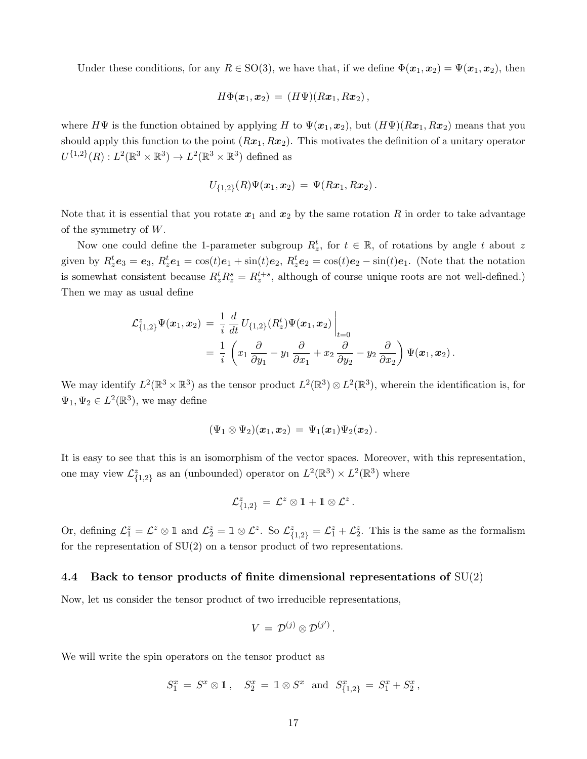Under these conditions, for any $R \in \mathrm{SO}(3)$, we have that, if we define $\Phi(\boldsymbol{x}_1, \boldsymbol{x}_2) = \Psi(\boldsymbol{x}_1, \boldsymbol{x}_2)$, then

$$H\Phi(\boldsymbol{x}_1, \boldsymbol{x}_2) \,=\, (H\Psi)(R\boldsymbol{x}_1, R\boldsymbol{x}_2)\,,$$

where $H\Psi$ is the function obtained by applying $H$ to $\Psi(\boldsymbol{x}_1, \boldsymbol{x}_2)$, but $(H\Psi)(R\boldsymbol{x}_1, R\boldsymbol{x}_2)$ means that you should apply this function to the point $(R\boldsymbol{x}_1, R\boldsymbol{x}_2)$. This motivates the definition of a unitary operator $U^{\{1,2\}}(R) : L^2(\mathbb{R}^3 \times \mathbb{R}^3) \to L^2(\mathbb{R}^3 \times \mathbb{R}^3)$ defined as

$$U_{\{1,2\}}(R)\Psi(\boldsymbol{x}_1, \boldsymbol{x}_2) \,=\, \Psi(R\boldsymbol{x}_1, R\boldsymbol{x}_2)\,.$$

Note that it is essential that you rotate $\boldsymbol{x}_1$ and $\boldsymbol{x}_2$ by the same rotation $R$ in order to take advantage of the symmetry of $W$.

Now one could define the 1-parameter subgroup $R_z^t$, for $t \in \mathbb{R}$, of rotations by angle $t$ about $z$ given by $R_z^t \boldsymbol{e}_3 = \boldsymbol{e}_3$, $R_z^t \boldsymbol{e}_1 = \cos(t)\boldsymbol{e}_1 + \sin(t)\boldsymbol{e}_2$, $R_z^t \boldsymbol{e}_2 = \cos(t)\boldsymbol{e}_2 - \sin(t)\boldsymbol{e}_1$. (Note that the notation is somewhat consistent because $R_z^t R_z^s = R_z^{t+s}$, although of course unique roots are not well-defined.) Then we may as usual define

$$\begin{aligned}
\mathcal{L}^z_{\{1,2\}}\Psi(\boldsymbol{x}_1, \boldsymbol{x}_2) \,&=\, \frac{1}{i}\,\frac{d}{dt}\,U_{\{1,2\}}(R_z^t)\Psi(\boldsymbol{x}_1, \boldsymbol{x}_2)\bigg|_{t=0} \\
&=\, \frac{1}{i}\left(x_1\,\frac{\partial}{\partial y_1} - y_1\,\frac{\partial}{\partial x_1} + x_2\,\frac{\partial}{\partial y_2} - y_2\,\frac{\partial}{\partial x_2}\right)\Psi(\boldsymbol{x}_1, \boldsymbol{x}_2)\,.
\end{aligned}$$

We may identify $L^2(\mathbb{R}^3 \times \mathbb{R}^3)$ as the tensor product $L^2(\mathbb{R}^3) \otimes L^2(\mathbb{R}^3)$, wherein the identification is, for $\Psi_1, \Psi_2 \in L^2(\mathbb{R}^3)$, we may define

$$(\Psi_1 \otimes \Psi_2)(\boldsymbol{x}_1, \boldsymbol{x}_2) \,=\, \Psi_1(\boldsymbol{x}_1)\Psi_2(\boldsymbol{x}_2)\,.$$

It is easy to see that this is an isomorphism of the vector spaces. Moreover, with this representation, one may view $\mathcal{L}^z_{\{1,2\}}$ as an (unbounded) operator on $L^2(\mathbb{R}^3) \times L^2(\mathbb{R}^3)$ where

$$\mathcal{L}^z_{\{1,2\}} \,=\, \mathcal{L}^z \otimes \mathbb{1} + \mathbb{1} \otimes \mathcal{L}^z\,.$$

Or, defining $\mathcal{L}^z_1 = \mathcal{L}^z \otimes \mathbb{1}$ and $\mathcal{L}^z_2 = \mathbb{1} \otimes \mathcal{L}^z$. So $\mathcal{L}^z_{\{1,2\}} = \mathcal{L}^z_1 + \mathcal{L}^z_2$. This is the same as the formalism for the representation of $\mathrm{SU}(2)$ on a tensor product of two representations.

### 4.4 Back to tensor products of finite dimensional representations of $\mathrm{SU}(2)$

Now, let us consider the tensor product of two irreducible representations,

$$V \,=\, \mathcal{D}^{(j)} \otimes \mathcal{D}^{(j')}\,.$$

We will write the spin operators on the tensor product as

$$S_1^x \,=\, S^x \otimes \mathbb{1}\,, \quad S_2^x \,=\, \mathbb{1} \otimes S^x \ \text{ and } \ S^x_{\{1,2\}} \,=\, S_1^x + S_2^x\,,$$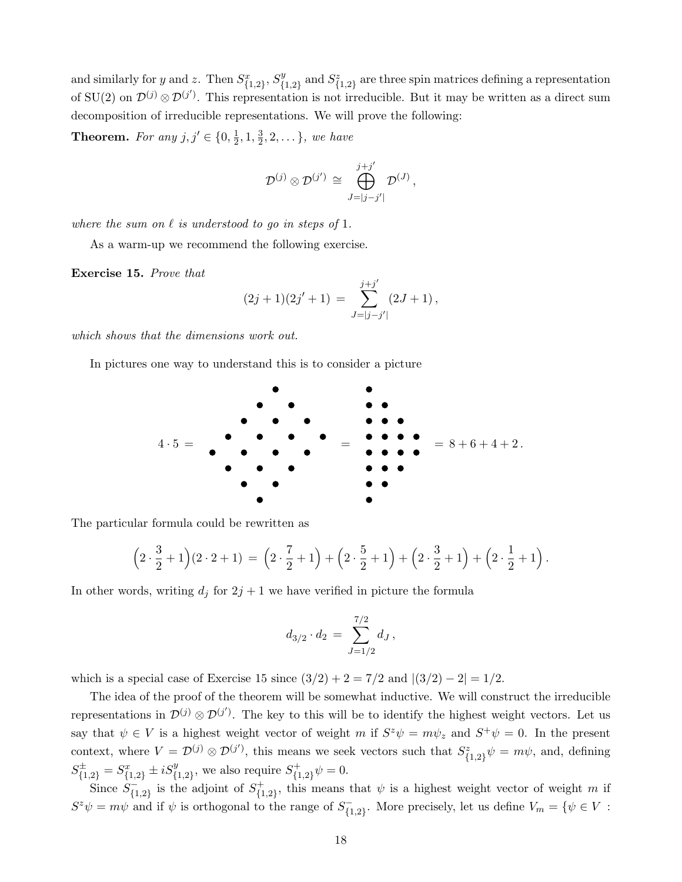and similarly for $y$ and $z$. Then $S^x_{\{1,2\}}$, $S^y_{\{1,2\}}$ and $S^z_{\{1,2\}}$ are three spin matrices defining a representation of SU(2) on $\mathcal{D}^{(j)} \otimes \mathcal{D}^{(j')}$. This representation is not irreducible. But it may be written as a direct sum decomposition of irreducible representations. We will prove the following:

**Theorem.** *For any $j, j' \in \{0, \frac{1}{2}, 1, \frac{3}{2}, 2, \dots\}$, we have*

$$\mathcal{D}^{(j)} \otimes \mathcal{D}^{(j')} \cong \bigoplus_{J=|j-j'|}^{j+j'} \mathcal{D}^{(J)}\,,$$

*where the sum on $\ell$ is understood to go in steps of* 1.

As a warm-up we recommend the following exercise.

**Exercise 15.** *Prove that*

$$(2j+1)(2j'+1) \,=\, \sum_{J=|j-j'|}^{j+j'} (2J+1)\,,$$

*which shows that the dimensions work out.*

In pictures one way to understand this is to consider a picture

$$4 \cdot 5 \,=\, \begin{array}{cccccccc} &&&&\bullet&&& \\ &&&\bullet&&\bullet&& \\ &&\bullet&&\bullet&&\bullet& \\ &\bullet&&\bullet&&\bullet&&\bullet \\ \bullet&&\bullet&&\bullet&&\bullet& \\ &\bullet&&\bullet&&\bullet&& \\ &&\bullet&&\bullet&&& \\ &&&\bullet&&&& \end{array} \,=\, \begin{array}{llll} \bullet&&& \\ \bullet&\bullet&& \\ \bullet&\bullet&\bullet& \\ \bullet&\bullet&\bullet&\bullet \\ \bullet&\bullet&\bullet&\bullet \\ \bullet&\bullet&\bullet& \\ \bullet&\bullet&& \\ \bullet&&& \end{array} \,=\, 8+6+4+2\,.$$

The particular formula could be rewritten as

$$\Big(2 \cdot \frac{3}{2} + 1\Big)(2 \cdot 2 + 1) \,=\, \Big(2 \cdot \frac{7}{2} + 1\Big) + \Big(2 \cdot \frac{5}{2} + 1\Big) + \Big(2 \cdot \frac{3}{2} + 1\Big) + \Big(2 \cdot \frac{1}{2} + 1\Big)\,.$$

In other words, writing $d_j$ for $2j+1$ we have verified in picture the formula

$$d_{3/2} \cdot d_2 \,=\, \sum_{J=1/2}^{7/2} d_J\,,$$

which is a special case of Exercise 15 since $(3/2) + 2 = 7/2$ and $|(3/2) - 2| = 1/2$.

The idea of the proof of the theorem will be somewhat inductive. We will construct the irreducible representations in $\mathcal{D}^{(j)} \otimes \mathcal{D}^{(j')}$. The key to this will be to identify the highest weight vectors. Let us say that $\psi \in V$ is a highest weight vector of weight $m$ if $S^z\psi = m\psi_z$ and $S^+\psi = 0$. In the present context, where $V = \mathcal{D}^{(j)} \otimes \mathcal{D}^{(j')}$, this means we seek vectors such that $S^z_{\{1,2\}}\psi = m\psi$, and, defining $S^{\pm}_{\{1,2\}} = S^x_{\{1,2\}} \pm iS^y_{\{1,2\}}$, we also require $S^+_{\{1,2\}}\psi = 0$.

Since $S^-_{\{1,2\}}$ is the adjoint of $S^+_{\{1,2\}}$, this means that $\psi$ is a highest weight vector of weight $m$ if $S^z\psi = m\psi$ and if $\psi$ is orthogonal to the range of $S^-_{\{1,2\}}$. More precisely, let us define $V_m = \{\psi \in V\,:$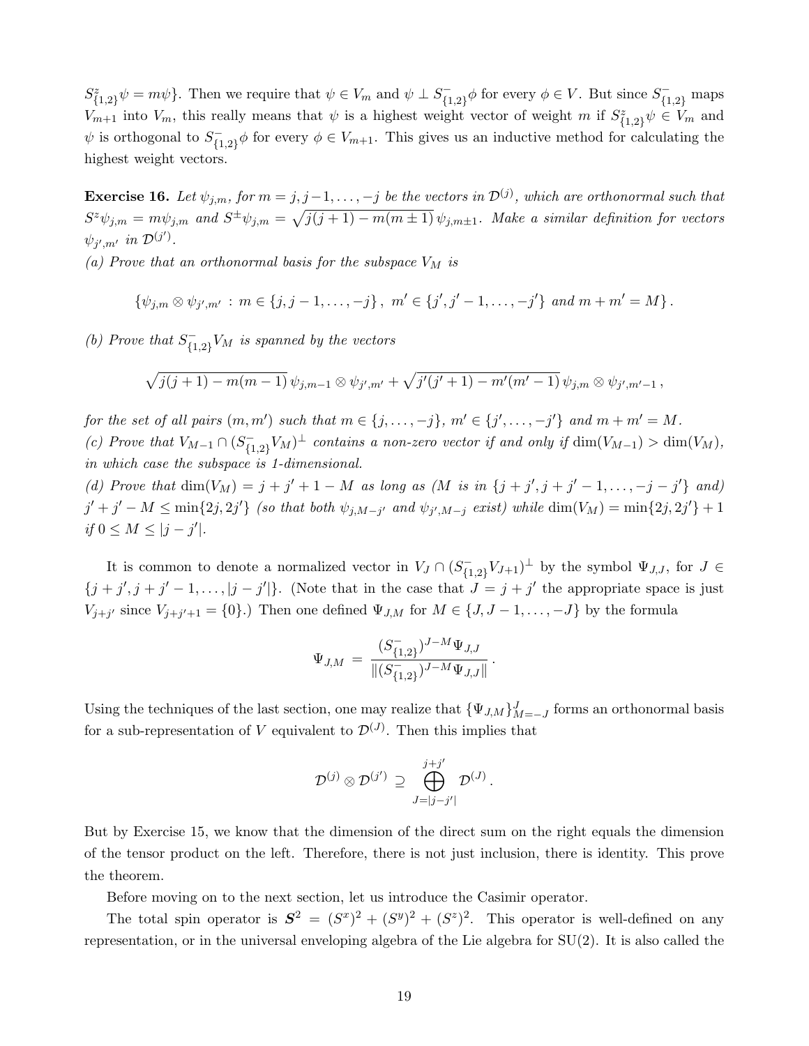$S^z_{\{1,2\}}\psi = m\psi\}$. Then we require that $\psi \in V_m$ and $\psi \perp S^-_{\{1,2\}}\phi$ for every $\phi \in V$. But since $S^-_{\{1,2\}}$ maps $V_{m+1}$ into $V_m$, this really means that $\psi$ is a highest weight vector of weight $m$ if $S^z_{\{1,2\}}\psi \in V_m$ and $\psi$ is orthogonal to $S^-_{\{1,2\}}\phi$ for every $\phi \in V_{m+1}$. This gives us an inductive method for calculating the highest weight vectors.

**Exercise 16.** *Let $\psi_{j,m}$, for $m = j, j-1, \dots, -j$ be the vectors in $\mathcal{D}^{(j)}$, which are orthonormal such that $S^z\psi_{j,m} = m\psi_{j,m}$ and $S^\pm\psi_{j,m} = \sqrt{j(j+1) - m(m\pm 1)}\,\psi_{j,m\pm 1}$. Make a similar definition for vectors $\psi_{j',m'}$ in $\mathcal{D}^{(j')}$.*

*(a) Prove that an orthonormal basis for the subspace $V_M$ is*

$$\{\psi_{j,m} \otimes \psi_{j',m'} \,:\, m \in \{j, j-1, \dots, -j\}\,,\ m' \in \{j', j'-1, \dots, -j'\} \text{ and } m + m' = M\}\,.$$

*(b) Prove that $S^-_{\{1,2\}}V_M$ is spanned by the vectors*

$$\sqrt{j(j+1) - m(m-1)}\,\psi_{j,m-1} \otimes \psi_{j',m'} + \sqrt{j'(j'+1) - m'(m'-1)}\,\psi_{j,m} \otimes \psi_{j',m'-1}\,,$$

*for the set of all pairs $(m, m')$ such that $m \in \{j, \dots, -j\}$, $m' \in \{j', \dots, -j'\}$ and $m + m' = M$.*

*(c) Prove that $V_{M-1} \cap (S^-_{\{1,2\}}V_M)^\perp$ contains a non-zero vector if and only if $\dim(V_{M-1}) > \dim(V_M)$, in which case the subspace is 1-dimensional.*

*(d) Prove that $\dim(V_M) = j + j' + 1 - M$ as long as ($M$ is in $\{j + j', j + j' - 1, \dots, -j - j'\}$ and) $j' + j' - M \leq \min\{2j, 2j'\}$ (so that both $\psi_{j,M-j'}$ and $\psi_{j',M-j}$ exist) while $\dim(V_M) = \min\{2j, 2j'\} + 1$ if $0 \leq M \leq |j - j'|$.*

It is common to denote a normalized vector in $V_J \cap (S^-_{\{1,2\}}V_{J+1})^\perp$ by the symbol $\Psi_{J,J}$, for $J \in \{j + j', j + j' - 1, \dots, |j - j'|\}$. (Note that in the case that $J = j + j'$ the appropriate space is just $V_{j+j'}$ since $V_{j+j'+1} = \{0\}$.) Then one defined $\Psi_{J,M}$ for $M \in \{J, J-1, \dots, -J\}$ by the formula

$$\Psi_{J,M} \,=\, \frac{(S^-_{\{1,2\}})^{J-M}\Psi_{J,J}}{\|(S^-_{\{1,2\}})^{J-M}\Psi_{J,J}\|}\,.$$

Using the techniques of the last section, one may realize that $\{\Psi_{J,M}\}_{M=-J}^{J}$ forms an orthonormal basis for a sub-representation of $V$ equivalent to $\mathcal{D}^{(J)}$. Then this implies that

$$\mathcal{D}^{(j)} \otimes \mathcal{D}^{(j')} \,\supseteq\, \bigoplus_{J=|j-j'|}^{j+j'} \mathcal{D}^{(J)}\,.$$

But by Exercise 15, we know that the dimension of the direct sum on the right equals the dimension of the tensor product on the left. Therefore, there is not just inclusion, there is identity. This prove the theorem.

Before moving on to the next section, let us introduce the Casimir operator.

The total spin operator is $\boldsymbol{S}^2 = (S^x)^2 + (S^y)^2 + (S^z)^2$. This operator is well-defined on any representation, or in the universal enveloping algebra of the Lie algebra for SU(2). It is also called the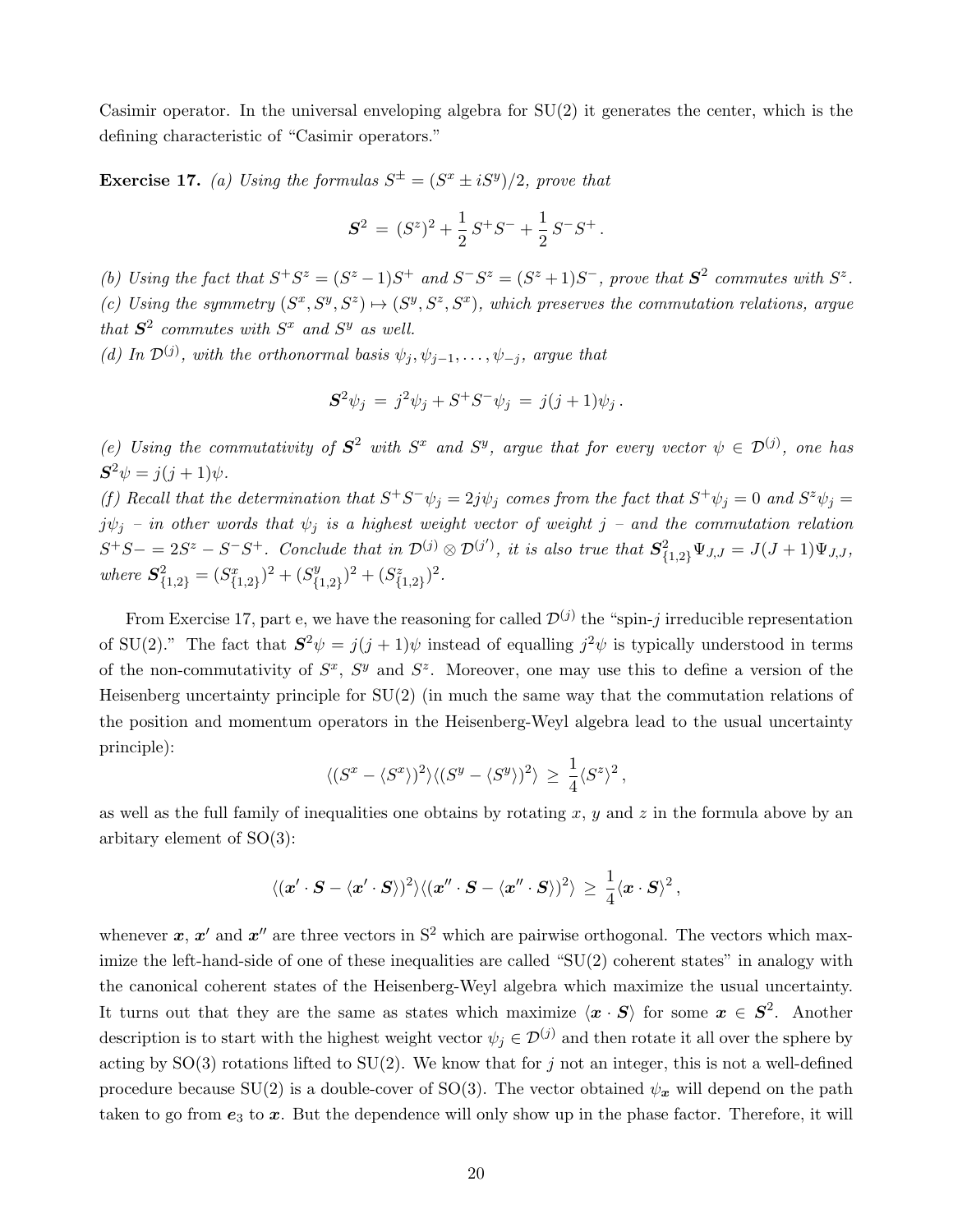Casimir operator. In the universal enveloping algebra for SU(2) it generates the center, which is the defining characteristic of "Casimir operators."

**Exercise 17.** *(a) Using the formulas $S^{\pm} = (S^x \pm iS^y)/2$, prove that*

$$\boldsymbol{S}^2 = (S^z)^2 + \frac{1}{2}\, S^+ S^- + \frac{1}{2}\, S^- S^+ \,.$$

*(b) Using the fact that $S^+ S^z = (S^z - 1)S^+$ and $S^- S^z = (S^z + 1)S^-$, prove that $\boldsymbol{S}^2$ commutes with $S^z$.*
*(c) Using the symmetry $(S^x, S^y, S^z) \mapsto (S^y, S^z, S^x)$, which preserves the commutation relations, argue that $\boldsymbol{S}^2$ commutes with $S^x$ and $S^y$ as well.*
*(d) In $\mathcal{D}^{(j)}$, with the orthonormal basis $\psi_j, \psi_{j-1}, \dots, \psi_{-j}$, argue that*

$$\boldsymbol{S}^2 \psi_j = j^2 \psi_j + S^+ S^- \psi_j = j(j+1)\psi_j \,.$$

*(e) Using the commutativity of $\boldsymbol{S}^2$ with $S^x$ and $S^y$, argue that for every vector $\psi \in \mathcal{D}^{(j)}$, one has $\boldsymbol{S}^2 \psi = j(j+1)\psi$.*
*(f) Recall that the determination that $S^+ S^- \psi_j = 2j\psi_j$ comes from the fact that $S^+ \psi_j = 0$ and $S^z \psi_j = j\psi_j$ – in other words that $\psi_j$ is a highest weight vector of weight $j$ – and the commutation relation $S^+ S- = 2S^z - S^- S^+$. Conclude that in $\mathcal{D}^{(j)} \otimes \mathcal{D}^{(j')}$, it is also true that $\boldsymbol{S}^2_{\{1,2\}} \Psi_{J,J} = J(J+1)\Psi_{J,J}$, where $\boldsymbol{S}^2_{\{1,2\}} = (S^x_{\{1,2\}})^2 + (S^y_{\{1,2\}})^2 + (S^z_{\{1,2\}})^2$.*

From Exercise 17, part e, we have the reasoning for called $\mathcal{D}^{(j)}$ the "spin-$j$ irreducible representation of SU(2)." The fact that $\boldsymbol{S}^2 \psi = j(j+1)\psi$ instead of equalling $j^2\psi$ is typically understood in terms of the non-commutativity of $S^x$, $S^y$ and $S^z$. Moreover, one may use this to define a version of the Heisenberg uncertainty principle for SU(2) (in much the same way that the commutation relations of the position and momentum operators in the Heisenberg-Weyl algebra lead to the usual uncertainty principle):

$$\langle (S^x - \langle S^x \rangle)^2 \rangle \langle (S^y - \langle S^y \rangle)^2 \rangle \geq \frac{1}{4} \langle S^z \rangle^2 \,,$$

as well as the full family of inequalities one obtains by rotating $x$, $y$ and $z$ in the formula above by an arbitary element of SO(3):

$$\langle (\boldsymbol{x}' \cdot \boldsymbol{S} - \langle \boldsymbol{x}' \cdot \boldsymbol{S} \rangle)^2 \rangle \langle (\boldsymbol{x}'' \cdot \boldsymbol{S} - \langle \boldsymbol{x}'' \cdot \boldsymbol{S} \rangle)^2 \rangle \geq \frac{1}{4} \langle \boldsymbol{x} \cdot \boldsymbol{S} \rangle^2 \,,$$

whenever $\boldsymbol{x}$, $\boldsymbol{x}'$ and $\boldsymbol{x}''$ are three vectors in $\mathrm{S}^2$ which are pairwise orthogonal. The vectors which maximize the left-hand-side of one of these inequalities are called "SU(2) coherent states" in analogy with the canonical coherent states of the Heisenberg-Weyl algebra which maximize the usual uncertainty. It turns out that they are the same as states which maximize $\langle \boldsymbol{x} \cdot \boldsymbol{S} \rangle$ for some $\boldsymbol{x} \in \boldsymbol{S}^2$. Another description is to start with the highest weight vector $\psi_j \in \mathcal{D}^{(j)}$ and then rotate it all over the sphere by acting by SO(3) rotations lifted to SU(2). We know that for $j$ not an integer, this is not a well-defined procedure because SU(2) is a double-cover of SO(3). The vector obtained $\psi_{\boldsymbol{x}}$ will depend on the path taken to go from $\boldsymbol{e}_3$ to $\boldsymbol{x}$. But the dependence will only show up in the phase factor. Therefore, it will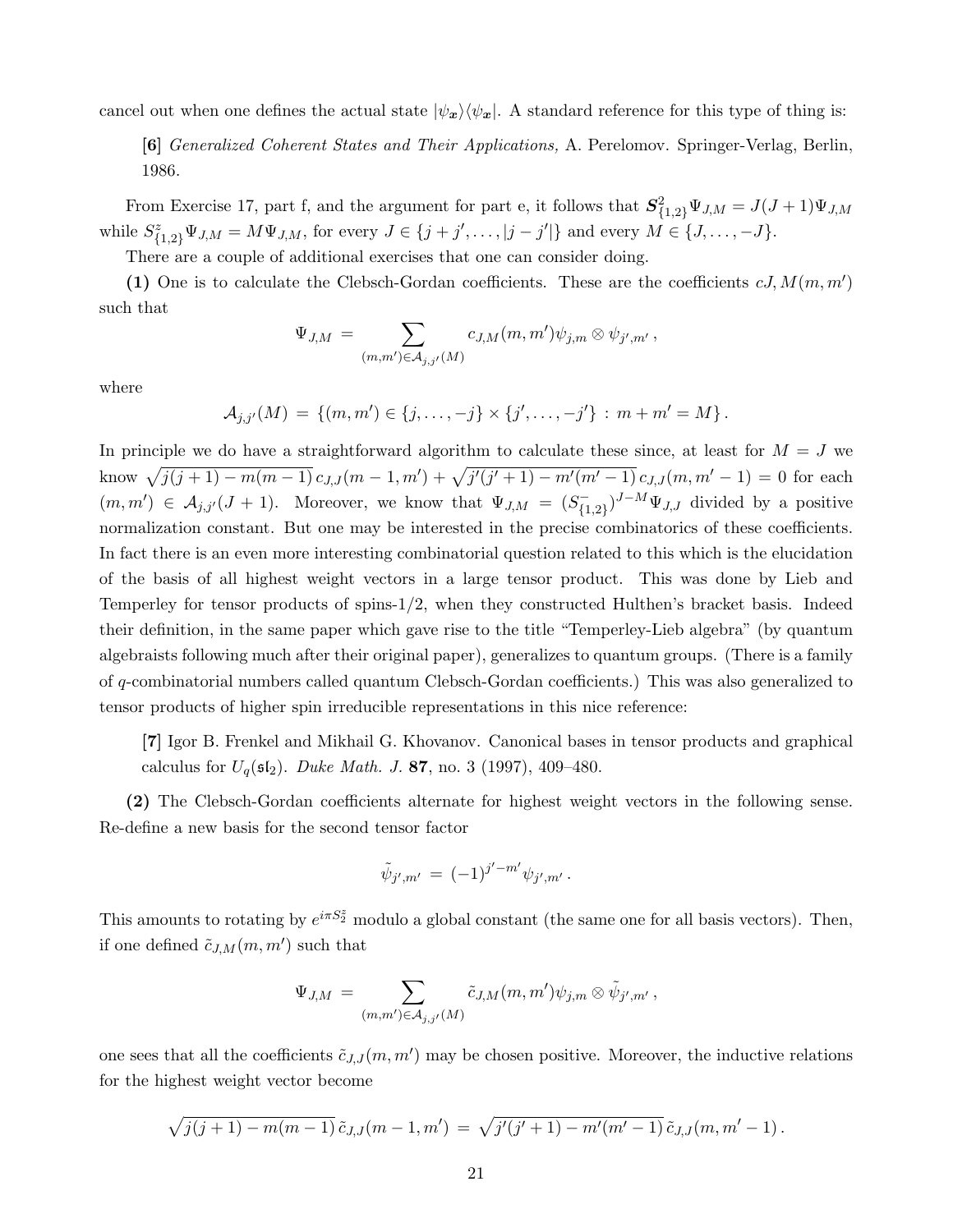cancel out when one defines the actual state $|\psi_{\boldsymbol{x}}\rangle\langle\psi_{\boldsymbol{x}}|$. A standard reference for this type of thing is:

> **[6]** *Generalized Coherent States and Their Applications,* A. Perelomov. Springer-Verlag, Berlin, 1986.

From Exercise 17, part f, and the argument for part e, it follows that $\boldsymbol{S}^2_{\{1,2\}}\Psi_{J,M} = J(J+1)\Psi_{J,M}$ while $S^z_{\{1,2\}}\Psi_{J,M} = M\Psi_{J,M}$, for every $J \in \{j+j',\dots,|j-j'|\}$ and every $M \in \{J,\dots,-J\}$.

There are a couple of additional exercises that one can consider doing.

**(1)** One is to calculate the Clebsch-Gordan coefficients. These are the coefficients $cJ, M(m,m')$ such that

$$\Psi_{J,M} \;=\; \sum_{(m,m')\in\mathcal{A}_{j,j'}(M)} c_{J,M}(m,m')\psi_{j,m}\otimes\psi_{j',m'}\,,$$

where

$$\mathcal{A}_{j,j'}(M) \;=\; \{(m,m')\in\{j,\dots,-j\}\times\{j',\dots,-j'\}\;:\;m+m'=M\}\,.$$

In principle we do have a straightforward algorithm to calculate these since, at least for $M=J$ we know $\sqrt{j(j+1)-m(m-1)}\,c_{J,J}(m-1,m') + \sqrt{j'(j'+1)-m'(m'-1)}\,c_{J,J}(m,m'-1) = 0$ for each $(m,m') \in \mathcal{A}_{j,j'}(J+1)$. Moreover, we know that $\Psi_{J,M} = (S^-_{\{1,2\}})^{J-M}\Psi_{J,J}$ divided by a positive normalization constant. But one may be interested in the precise combinatorics of these coefficients. In fact there is an even more interesting combinatorial question related to this which is the elucidation of the basis of all highest weight vectors in a large tensor product. This was done by Lieb and Temperley for tensor products of spins-1/2, when they constructed Hulthen's bracket basis. Indeed their definition, in the same paper which gave rise to the title "Temperley-Lieb algebra" (by quantum algebraists following much after their original paper), generalizes to quantum groups. (There is a family of $q$-combinatorial numbers called quantum Clebsch-Gordan coefficients.) This was also generalized to tensor products of higher spin irreducible representations in this nice reference:

> **[7]** Igor B. Frenkel and Mikhail G. Khovanov. Canonical bases in tensor products and graphical calculus for $U_q(\mathfrak{sl}_2)$. *Duke Math. J.* **87**, no. 3 (1997), 409–480.

**(2)** The Clebsch-Gordan coefficients alternate for highest weight vectors in the following sense. Re-define a new basis for the second tensor factor

$$\tilde{\psi}_{j',m'} \;=\; (-1)^{j'-m'}\psi_{j',m'}\,.$$

This amounts to rotating by $e^{i\pi S^z_2}$ modulo a global constant (the same one for all basis vectors). Then, if one defined $\tilde{c}_{J,M}(m,m')$ such that

$$\Psi_{J,M} \;=\; \sum_{(m,m')\in\mathcal{A}_{j,j'}(M)} \tilde{c}_{J,M}(m,m')\psi_{j,m}\otimes\tilde{\psi}_{j',m'}\,,$$

one sees that all the coefficients $\tilde{c}_{J,J}(m,m')$ may be chosen positive. Moreover, the inductive relations for the highest weight vector become

$$\sqrt{j(j+1)-m(m-1)}\,\tilde{c}_{J,J}(m-1,m') \;=\; \sqrt{j'(j'+1)-m'(m'-1)}\,\tilde{c}_{J,J}(m,m'-1)\,.$$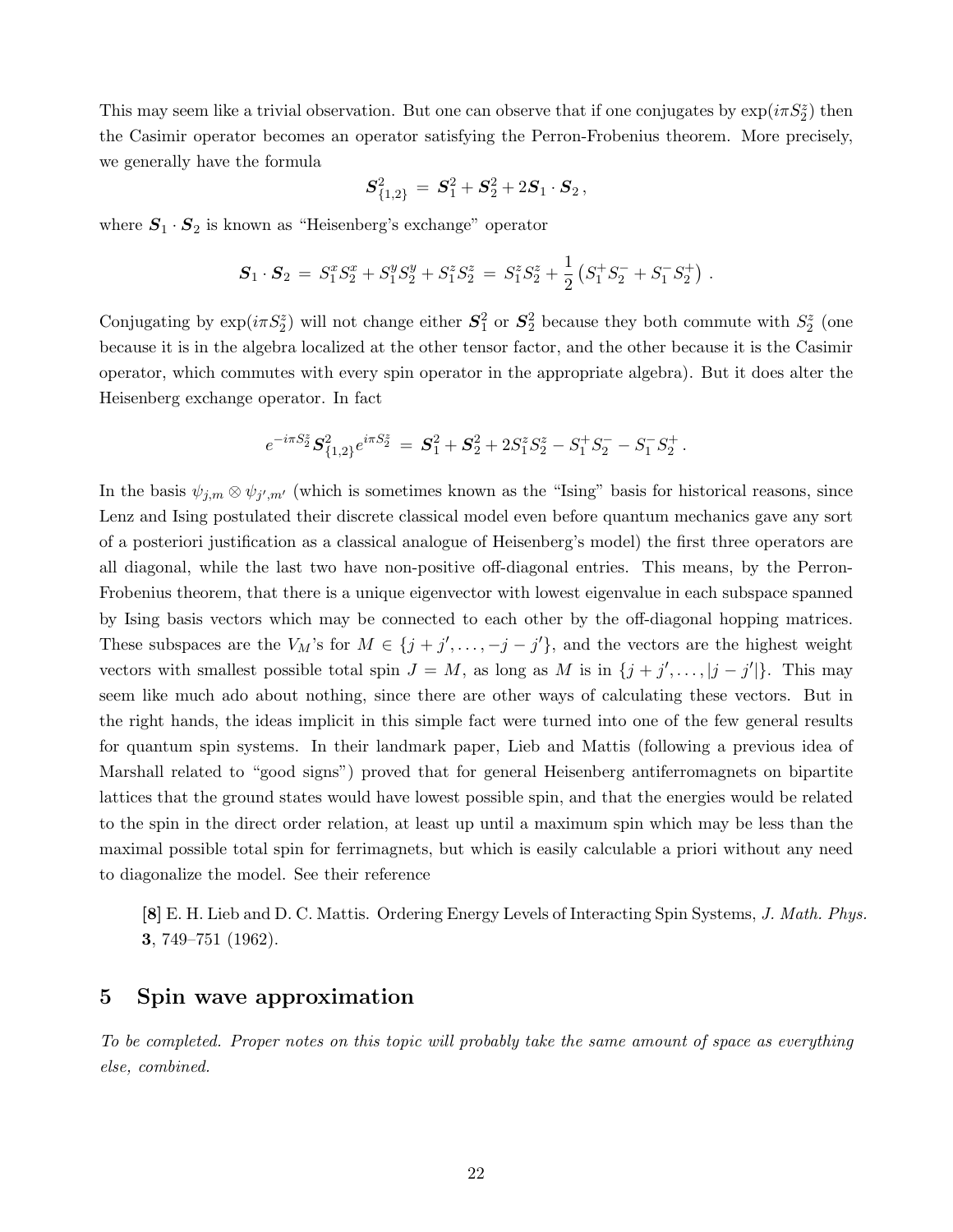This may seem like a trivial observation. But one can observe that if one conjugates by $\exp(i\pi S_2^z)$ then the Casimir operator becomes an operator satisfying the Perron-Frobenius theorem. More precisely, we generally have the formula

$$\boldsymbol{S}_{\{1,2\}}^2 = \boldsymbol{S}_1^2 + \boldsymbol{S}_2^2 + 2\boldsymbol{S}_1 \cdot \boldsymbol{S}_2 ,$$

where $\boldsymbol{S}_1 \cdot \boldsymbol{S}_2$ is known as "Heisenberg's exchange" operator

$$\boldsymbol{S}_1 \cdot \boldsymbol{S}_2 = S_1^x S_2^x + S_1^y S_2^y + S_1^z S_2^z = S_1^z S_2^z + \frac{1}{2}\left(S_1^+ S_2^- + S_1^- S_2^+\right) .$$

Conjugating by $\exp(i\pi S_2^z)$ will not change either $\boldsymbol{S}_1^2$ or $\boldsymbol{S}_2^2$ because they both commute with $S_2^z$ (one because it is in the algebra localized at the other tensor factor, and the other because it is the Casimir operator, which commutes with every spin operator in the appropriate algebra). But it does alter the Heisenberg exchange operator. In fact

$$e^{-i\pi S_2^z} \boldsymbol{S}_{\{1,2\}}^2 e^{i\pi S_2^z} = \boldsymbol{S}_1^2 + \boldsymbol{S}_2^2 + 2S_1^z S_2^z - S_1^+ S_2^- - S_1^- S_2^+ .$$

In the basis $\psi_{j,m} \otimes \psi_{j',m'}$ (which is sometimes known as the "Ising" basis for historical reasons, since Lenz and Ising postulated their discrete classical model even before quantum mechanics gave any sort of a posteriori justification as a classical analogue of Heisenberg's model) the first three operators are all diagonal, while the last two have non-positive off-diagonal entries. This means, by the Perron-Frobenius theorem, that there is a unique eigenvector with lowest eigenvalue in each subspace spanned by Ising basis vectors which may be connected to each other by the off-diagonal hopping matrices. These subspaces are the $V_M$'s for $M \in \{j+j', \dots, -j-j'\}$, and the vectors are the highest weight vectors with smallest possible total spin $J = M$, as long as $M$ is in $\{j+j', \dots, |j-j'|\}$. This may seem like much ado about nothing, since there are other ways of calculating these vectors. But in the right hands, the ideas implicit in this simple fact were turned into one of the few general results for quantum spin systems. In their landmark paper, Lieb and Mattis (following a previous idea of Marshall related to "good signs") proved that for general Heisenberg antiferromagnets on bipartite lattices that the ground states would have lowest possible spin, and that the energies would be related to the spin in the direct order relation, at least up until a maximum spin which may be less than the maximal possible total spin for ferrimagnets, but which is easily calculable a priori without any need to diagonalize the model. See their reference

> **[8]** E. H. Lieb and D. C. Mattis. Ordering Energy Levels of Interacting Spin Systems, *J. Math. Phys.* **3**, 749–751 (1962).

## 5 Spin wave approximation

*To be completed. Proper notes on this topic will probably take the same amount of space as everything else, combined.*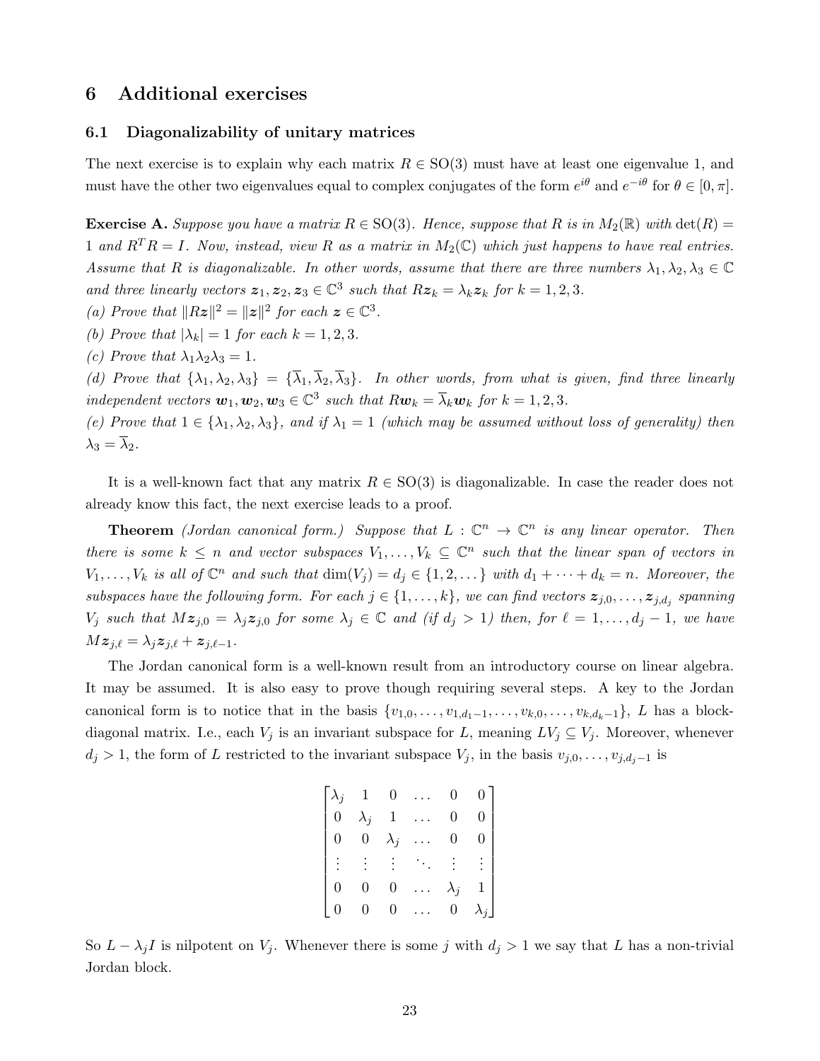## 6 Additional exercises

### 6.1 Diagonalizability of unitary matrices

The next exercise is to explain why each matrix $R \in \mathrm{SO}(3)$ must have at least one eigenvalue 1, and must have the other two eigenvalues equal to complex conjugates of the form $e^{i\theta}$ and $e^{-i\theta}$ for $\theta \in [0, \pi]$.

**Exercise A.** *Suppose you have a matrix $R \in \mathrm{SO}(3)$. Hence, suppose that $R$ is in $M_2(\mathbb{R})$ with $\det(R) = 1$ and $R^T R = I$. Now, instead, view $R$ as a matrix in $M_2(\mathbb{C})$ which just happens to have real entries. Assume that $R$ is diagonalizable. In other words, assume that there are three numbers $\lambda_1, \lambda_2, \lambda_3 \in \mathbb{C}$ and three linearly vectors $\boldsymbol{z}_1, \boldsymbol{z}_2, \boldsymbol{z}_3 \in \mathbb{C}^3$ such that $R\boldsymbol{z}_k = \lambda_k \boldsymbol{z}_k$ for $k = 1, 2, 3$.*
*(a) Prove that $\|R\boldsymbol{z}\|^2 = \|\boldsymbol{z}\|^2$ for each $\boldsymbol{z} \in \mathbb{C}^3$.*
*(b) Prove that $|\lambda_k| = 1$ for each $k = 1, 2, 3$.*
*(c) Prove that $\lambda_1 \lambda_2 \lambda_3 = 1$.*
*(d) Prove that $\{\lambda_1, \lambda_2, \lambda_3\} = \{\overline{\lambda}_1, \overline{\lambda}_2, \overline{\lambda}_3\}$. In other words, from what is given, find three linearly independent vectors $\boldsymbol{w}_1, \boldsymbol{w}_2, \boldsymbol{w}_3 \in \mathbb{C}^3$ such that $R\boldsymbol{w}_k = \overline{\lambda}_k \boldsymbol{w}_k$ for $k = 1, 2, 3$.*
*(e) Prove that $1 \in \{\lambda_1, \lambda_2, \lambda_3\}$, and if $\lambda_1 = 1$ (which may be assumed without loss of generality) then $\lambda_3 = \overline{\lambda}_2$.*

It is a well-known fact that any matrix $R \in \mathrm{SO}(3)$ is diagonalizable. In case the reader does not already know this fact, the next exercise leads to a proof.

**Theorem** *(Jordan canonical form.) Suppose that $L : \mathbb{C}^n \to \mathbb{C}^n$ is any linear operator. Then there is some $k \leq n$ and vector subspaces $V_1, \dots, V_k \subseteq \mathbb{C}^n$ such that the linear span of vectors in $V_1, \dots, V_k$ is all of $\mathbb{C}^n$ and such that $\dim(V_j) = d_j \in \{1, 2, \dots\}$ with $d_1 + \dots + d_k = n$. Moreover, the subspaces have the following form. For each $j \in \{1, \dots, k\}$, we can find vectors $\boldsymbol{z}_{j,0}, \dots, \boldsymbol{z}_{j,d_j}$ spanning $V_j$ such that $M\boldsymbol{z}_{j,0} = \lambda_j \boldsymbol{z}_{j,0}$ for some $\lambda_j \in \mathbb{C}$ and (if $d_j > 1$) then, for $\ell = 1, \dots, d_j - 1$, we have $M\boldsymbol{z}_{j,\ell} = \lambda_j \boldsymbol{z}_{j,\ell} + \boldsymbol{z}_{j,\ell-1}$.*

The Jordan canonical form is a well-known result from an introductory course on linear algebra. It may be assumed. It is also easy to prove though requiring several steps. A key to the Jordan canonical form is to notice that in the basis $\{v_{1,0}, \dots, v_{1,d_1-1}, \dots, v_{k,0}, \dots, v_{k,d_k-1}\}$, $L$ has a block-diagonal matrix. I.e., each $V_j$ is an invariant subspace for $L$, meaning $LV_j \subseteq V_j$. Moreover, whenever $d_j > 1$, the form of $L$ restricted to the invariant subspace $V_j$, in the basis $v_{j,0}, \dots, v_{j,d_j-1}$ is

$$\begin{bmatrix} \lambda_j & 1 & 0 & \dots & 0 & 0 \\ 0 & \lambda_j & 1 & \dots & 0 & 0 \\ 0 & 0 & \lambda_j & \dots & 0 & 0 \\ \vdots & \vdots & \vdots & \ddots & \vdots & \vdots \\ 0 & 0 & 0 & \dots & \lambda_j & 1 \\ 0 & 0 & 0 & \dots & 0 & \lambda_j \end{bmatrix}$$

So $L - \lambda_j I$ is nilpotent on $V_j$. Whenever there is some $j$ with $d_j > 1$ we say that $L$ has a non-trivial Jordan block.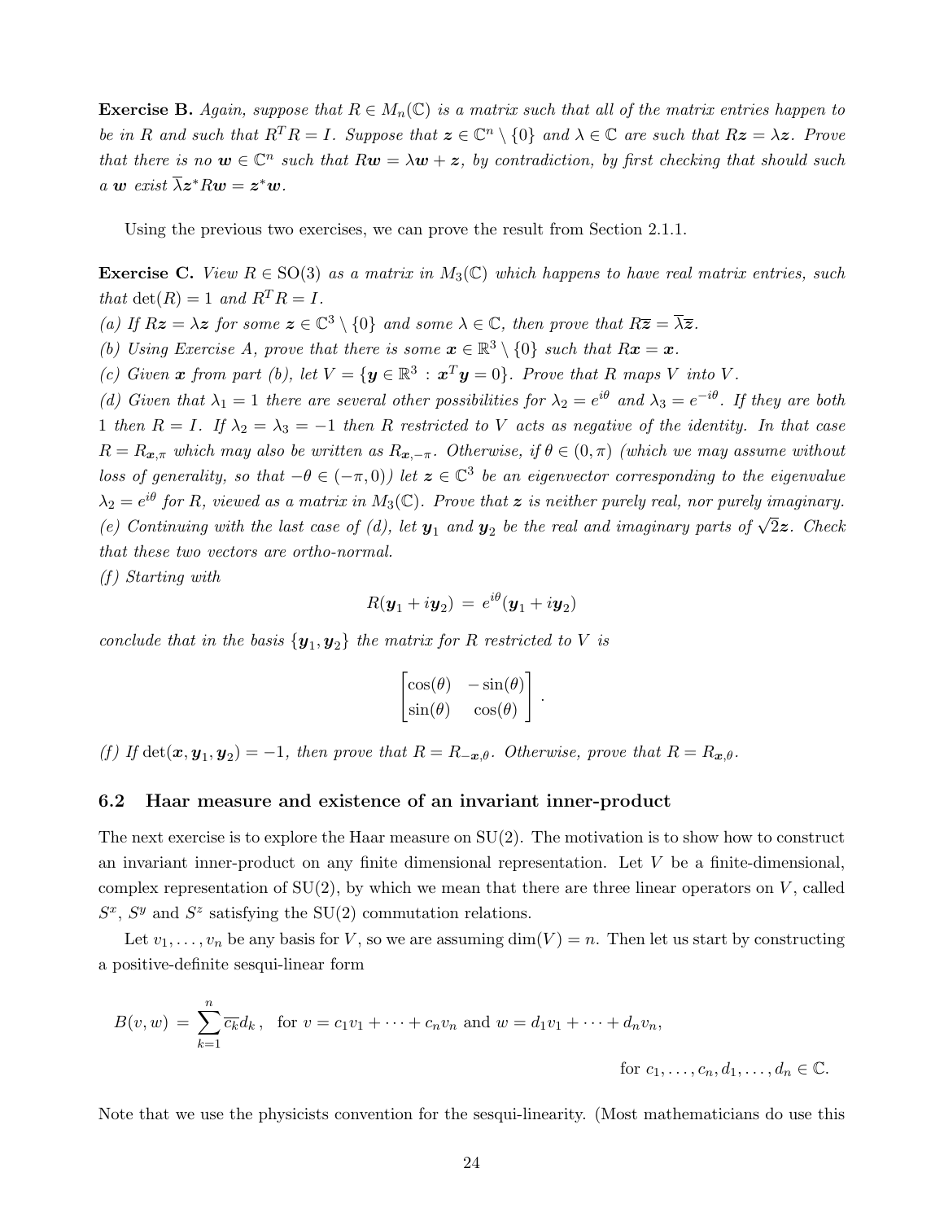**Exercise B.** *Again, suppose that $R \in M_n(\mathbb{C})$ is a matrix such that all of the matrix entries happen to be in $\mathbb{R}$ and such that $R^T R = I$. Suppose that $\boldsymbol{z} \in \mathbb{C}^n \setminus \{0\}$ and $\lambda \in \mathbb{C}$ are such that $R\boldsymbol{z} = \lambda \boldsymbol{z}$. Prove that there is no $\boldsymbol{w} \in \mathbb{C}^n$ such that $R\boldsymbol{w} = \lambda \boldsymbol{w} + \boldsymbol{z}$, by contradiction, by first checking that should such a $\boldsymbol{w}$ exist $\overline{\lambda} \boldsymbol{z}^* R \boldsymbol{w} = \boldsymbol{z}^* \boldsymbol{w}$.*

Using the previous two exercises, we can prove the result from Section 2.1.1.

**Exercise C.** *View $R \in \mathrm{SO}(3)$ as a matrix in $M_3(\mathbb{C})$ which happens to have real matrix entries, such that $\det(R) = 1$ and $R^T R = I$.*
*(a) If $R\boldsymbol{z} = \lambda \boldsymbol{z}$ for some $\boldsymbol{z} \in \mathbb{C}^3 \setminus \{0\}$ and some $\lambda \in \mathbb{C}$, then prove that $R\overline{\boldsymbol{z}} = \overline{\lambda}\overline{\boldsymbol{z}}$.*
*(b) Using Exercise A, prove that there is some $\boldsymbol{x} \in \mathbb{R}^3 \setminus \{0\}$ such that $R\boldsymbol{x} = \boldsymbol{x}$.*
*(c) Given $\boldsymbol{x}$ from part (b), let $V = \{\boldsymbol{y} \in \mathbb{R}^3 : \boldsymbol{x}^T \boldsymbol{y} = 0\}$. Prove that $R$ maps $V$ into $V$.*
*(d) Given that $\lambda_1 = 1$ there are several other possibilities for $\lambda_2 = e^{i\theta}$ and $\lambda_3 = e^{-i\theta}$. If they are both 1 then $R = I$. If $\lambda_2 = \lambda_3 = -1$ then $R$ restricted to $V$ acts as negative of the identity. In that case $R = R_{\boldsymbol{x},\pi}$ which may also be written as $R_{\boldsymbol{x},-\pi}$. Otherwise, if $\theta \in (0, \pi)$ (which we may assume without loss of generality, so that $-\theta \in (-\pi, 0)$) let $\boldsymbol{z} \in \mathbb{C}^3$ be an eigenvector corresponding to the eigenvalue $\lambda_2 = e^{i\theta}$ for $R$, viewed as a matrix in $M_3(\mathbb{C})$. Prove that $\boldsymbol{z}$ is neither purely real, nor purely imaginary.*
*(e) Continuing with the last case of (d), let $\boldsymbol{y}_1$ and $\boldsymbol{y}_2$ be the real and imaginary parts of $\sqrt{2}\boldsymbol{z}$. Check that these two vectors are ortho-normal.*
*(f) Starting with*

$$R(\boldsymbol{y}_1 + i\boldsymbol{y}_2) = e^{i\theta}(\boldsymbol{y}_1 + i\boldsymbol{y}_2)$$

*conclude that in the basis $\{\boldsymbol{y}_1, \boldsymbol{y}_2\}$ the matrix for $R$ restricted to $V$ is*

$$\begin{bmatrix} \cos(\theta) & -\sin(\theta) \\ \sin(\theta) & \cos(\theta) \end{bmatrix}.$$

*(f) If $\det(\boldsymbol{x}, \boldsymbol{y}_1, \boldsymbol{y}_2) = -1$, then prove that $R = R_{-\boldsymbol{x},\theta}$. Otherwise, prove that $R = R_{\boldsymbol{x},\theta}$.*

### 6.2 Haar measure and existence of an invariant inner-product

The next exercise is to explore the Haar measure on SU(2). The motivation is to show how to construct an invariant inner-product on any finite dimensional representation. Let $V$ be a finite-dimensional, complex representation of SU(2), by which we mean that there are three linear operators on $V$, called $S^x$, $S^y$ and $S^z$ satisfying the SU(2) commutation relations.

Let $v_1, \dots, v_n$ be any basis for $V$, so we are assuming $\dim(V) = n$. Then let us start by constructing a positive-definite sesqui-linear form

$$B(v, w) = \sum_{k=1}^{n} \overline{c_k} d_k\,, \quad \text{for } v = c_1 v_1 + \dots + c_n v_n \text{ and } w = d_1 v_1 + \dots + d_n v_n,$$
$$\text{for } c_1, \dots, c_n, d_1, \dots, d_n \in \mathbb{C}.$$

Note that we use the physicists convention for the sesqui-linearity. (Most mathematicians do use this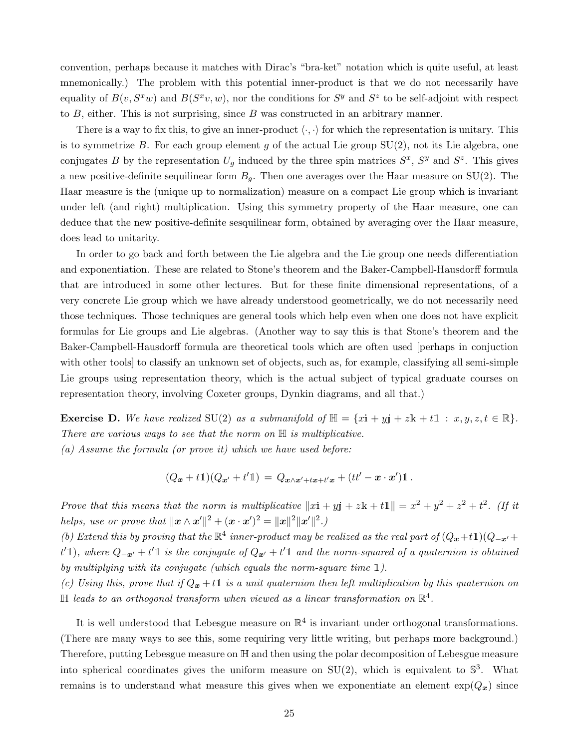convention, perhaps because it matches with Dirac's "bra-ket" notation which is quite useful, at least mnemonically.) The problem with this potential inner-product is that we do not necessarily have equality of $B(v, S^x w)$ and $B(S^x v, w)$, nor the conditions for $S^y$ and $S^z$ to be self-adjoint with respect to $B$, either. This is not surprising, since $B$ was constructed in an arbitrary manner.

There is a way to fix this, to give an inner-product $\langle \cdot, \cdot \rangle$ for which the representation is unitary. This is to symmetrize $B$. For each group element $g$ of the actual Lie group $\mathrm{SU}(2)$, not its Lie algebra, one conjugates $B$ by the representation $U_g$ induced by the three spin matrices $S^x$, $S^y$ and $S^z$. This gives a new positive-definite sequilinear form $B_g$. Then one averages over the Haar measure on $\mathrm{SU}(2)$. The Haar measure is the (unique up to normalization) measure on a compact Lie group which is invariant under left (and right) multiplication. Using this symmetry property of the Haar measure, one can deduce that the new positive-definite sesquilinear form, obtained by averaging over the Haar measure, does lead to unitarity.

In order to go back and forth between the Lie algebra and the Lie group one needs differentiation and exponentiation. These are related to Stone's theorem and the Baker-Campbell-Hausdorff formula that are introduced in some other lectures. But for these finite dimensional representations, of a very concrete Lie group which we have already understood geometrically, we do not necessarily need those techniques. Those techniques are general tools which help even when one does not have explicit formulas for Lie groups and Lie algebras. (Another way to say this is that Stone's theorem and the Baker-Campbell-Hausdorff formula are theoretical tools which are often used [perhaps in conjuction with other tools] to classify an unknown set of objects, such as, for example, classifying all semi-simple Lie groups using representation theory, which is the actual subject of typical graduate courses on representation theory, involving Coxeter groups, Dynkin diagrams, and all that.)

**Exercise D.** *We have realized* $\mathrm{SU}(2)$ *as a submanifold of* $\mathbb{H} = \{x\mathbb{i} + y\mathbb{j} + z\mathbb{k} + t\mathbb{1} \, : \, x, y, z, t \in \mathbb{R}\}$. *There are various ways to see that the norm on* $\mathbb{H}$ *is multiplicative.*
*(a) Assume the formula (or prove it) which we have used before:*

$$(Q_{\boldsymbol{x}} + t\mathbb{1})(Q_{\boldsymbol{x}'} + t'\mathbb{1}) = Q_{\boldsymbol{x}\wedge\boldsymbol{x}'+t\boldsymbol{x}+t'\boldsymbol{x}} + (tt' - \boldsymbol{x}\cdot\boldsymbol{x}')\mathbb{1}\,.$$

*Prove that this means that the norm is multiplicative* $\|x\mathbb{i} + y\mathbb{j} + z\mathbb{k} + t\mathbb{1}\| = x^2 + y^2 + z^2 + t^2$. *(If it helps, use or prove that* $\|\boldsymbol{x}\wedge\boldsymbol{x}'\|^2 + (\boldsymbol{x}\cdot\boldsymbol{x}')^2 = \|\boldsymbol{x}\|^2\|\boldsymbol{x}'\|^2$.*)*
*(b) Extend this by proving that the* $\mathbb{R}^4$ *inner-product may be realized as the real part of* $(Q_{\boldsymbol{x}}+t\mathbb{1})(Q_{-\boldsymbol{x}'}+t'\mathbb{1})$, *where* $Q_{-\boldsymbol{x}'} + t'\mathbb{1}$ *is the conjugate of* $Q_{\boldsymbol{x}'} + t'\mathbb{1}$ *and the norm-squared of a quaternion is obtained by multiplying with its conjugate (which equals the norm-square time* $\mathbb{1}$*).*
*(c) Using this, prove that if* $Q_{\boldsymbol{x}} + t\mathbb{1}$ *is a unit quaternion then left multiplication by this quaternion on* $\mathbb{H}$ *leads to an orthogonal transform when viewed as a linear transformation on* $\mathbb{R}^4$.

It is well understood that Lebesgue measure on $\mathbb{R}^4$ is invariant under orthogonal transformations. (There are many ways to see this, some requiring very little writing, but perhaps more background.) Therefore, putting Lebesgue measure on $\mathbb{H}$ and then using the polar decomposition of Lebesgue measure into spherical coordinates gives the uniform measure on $\mathrm{SU}(2)$, which is equivalent to $\mathbb{S}^3$. What remains is to understand what measure this gives when we exponentiate an element $\exp(Q_{\boldsymbol{x}})$ since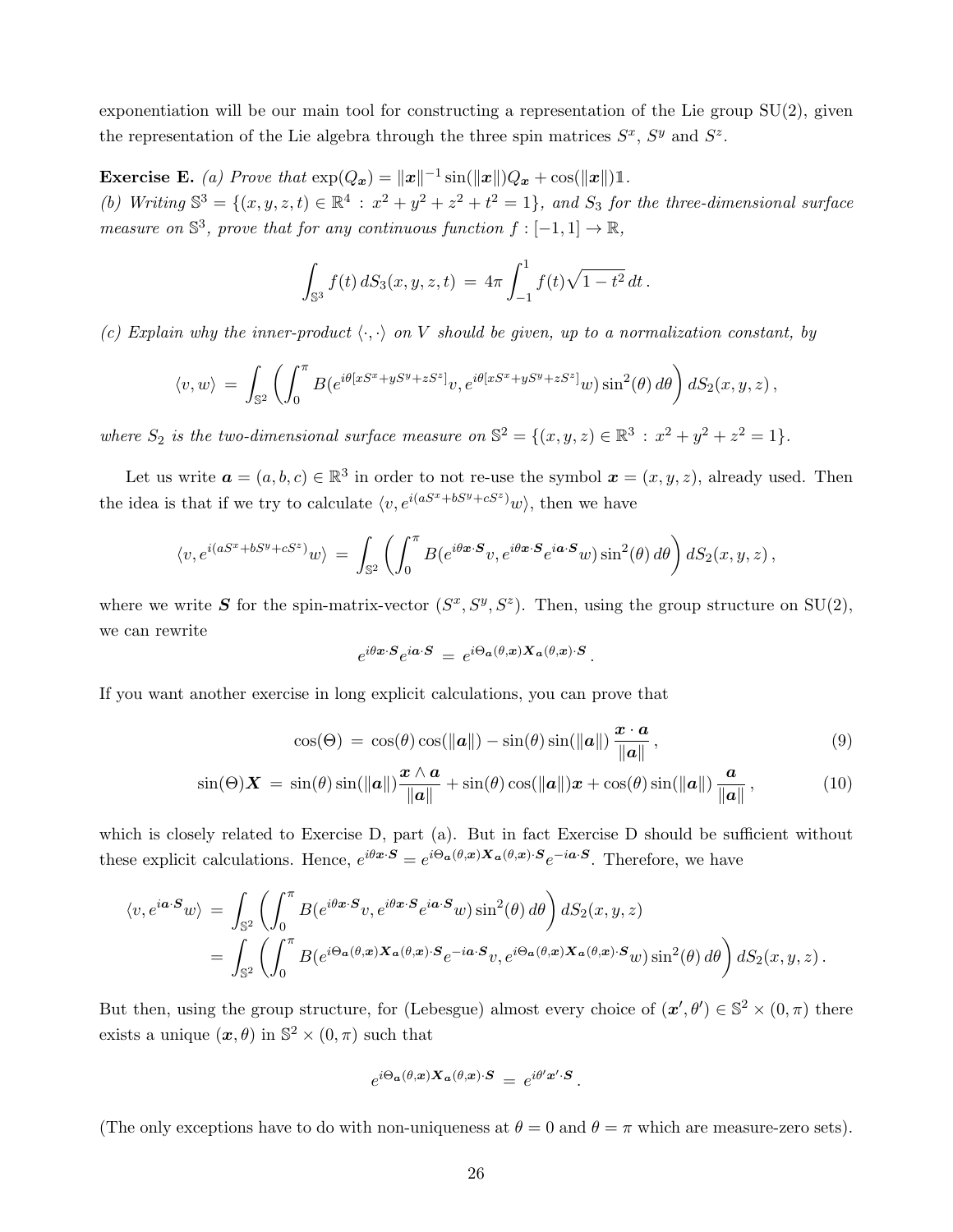exponentiation will be our main tool for constructing a representation of the Lie group SU(2), given the representation of the Lie algebra through the three spin matrices $S^x$, $S^y$ and $S^z$.

**Exercise E.** *(a) Prove that* $\exp(Q_{\boldsymbol{x}}) = \|\boldsymbol{x}\|^{-1}\sin(\|\boldsymbol{x}\|)Q_{\boldsymbol{x}} + \cos(\|\boldsymbol{x}\|)\mathbb{1}$.
*(b) Writing* $\mathbb{S}^3 = \{(x,y,z,t) \in \mathbb{R}^4 : x^2+y^2+z^2+t^2 = 1\}$*, and* $S_3$ *for the three-dimensional surface measure on* $\mathbb{S}^3$*, prove that for any continuous function* $f : [-1,1] \to \mathbb{R}$,

$$\int_{\mathbb{S}^3} f(t)\, dS_3(x,y,z,t) \;=\; 4\pi \int_{-1}^{1} f(t)\sqrt{1-t^2}\, dt\,.$$

*(c) Explain why the inner-product* $\langle \cdot, \cdot \rangle$ *on* $V$ *should be given, up to a normalization constant, by*

$$\langle v, w\rangle \;=\; \int_{\mathbb{S}^2} \left( \int_0^{\pi} B(e^{i\theta[xS^x+yS^y+zS^z]}v, e^{i\theta[xS^x+yS^y+zS^z]}w)\sin^2(\theta)\, d\theta \right) dS_2(x,y,z)\,,$$

*where* $S_2$ *is the two-dimensional surface measure on* $\mathbb{S}^2 = \{(x,y,z) \in \mathbb{R}^3 : x^2+y^2+z^2 = 1\}$.

Let us write $\boldsymbol{a} = (a,b,c) \in \mathbb{R}^3$ in order to not re-use the symbol $\boldsymbol{x} = (x,y,z)$, already used. Then the idea is that if we try to calculate $\langle v, e^{i(aS^x+bS^y+cS^z)}w\rangle$, then we have

$$\langle v, e^{i(aS^x+bS^y+cS^z)}w\rangle \;=\; \int_{\mathbb{S}^2} \left( \int_0^{\pi} B(e^{i\theta\boldsymbol{x}\cdot\boldsymbol{S}}v, e^{i\theta\boldsymbol{x}\cdot\boldsymbol{S}}e^{i\boldsymbol{a}\cdot\boldsymbol{S}}w)\sin^2(\theta)\, d\theta \right) dS_2(x,y,z)\,,$$

where we write $\boldsymbol{S}$ for the spin-matrix-vector $(S^x, S^y, S^z)$. Then, using the group structure on SU(2), we can rewrite

$$e^{i\theta\boldsymbol{x}\cdot\boldsymbol{S}}e^{i\boldsymbol{a}\cdot\boldsymbol{S}} \;=\; e^{i\Theta_{\boldsymbol{a}}(\theta,\boldsymbol{x})\boldsymbol{X}_{\boldsymbol{a}}(\theta,\boldsymbol{x})\cdot\boldsymbol{S}}\,.$$

If you want another exercise in long explicit calculations, you can prove that

$$\cos(\Theta) \;=\; \cos(\theta)\cos(\|\boldsymbol{a}\|) - \sin(\theta)\sin(\|\boldsymbol{a}\|)\,\frac{\boldsymbol{x}\cdot\boldsymbol{a}}{\|\boldsymbol{a}\|}\,, \tag{9}$$

$$\sin(\Theta)\boldsymbol{X} \;=\; \sin(\theta)\sin(\|\boldsymbol{a}\|)\frac{\boldsymbol{x}\wedge\boldsymbol{a}}{\|\boldsymbol{a}\|} + \sin(\theta)\cos(\|\boldsymbol{a}\|)\boldsymbol{x} + \cos(\theta)\sin(\|\boldsymbol{a}\|)\,\frac{\boldsymbol{a}}{\|\boldsymbol{a}\|}\,, \tag{10}$$

which is closely related to Exercise D, part (a). But in fact Exercise D should be sufficient without these explicit calculations. Hence, $e^{i\theta\boldsymbol{x}\cdot\boldsymbol{S}} = e^{i\Theta_{\boldsymbol{a}}(\theta,\boldsymbol{x})\boldsymbol{X}_{\boldsymbol{a}}(\theta,\boldsymbol{x})\cdot\boldsymbol{S}}e^{-i\boldsymbol{a}\cdot\boldsymbol{S}}$. Therefore, we have

$$\begin{aligned}
\langle v, e^{i\boldsymbol{a}\cdot\boldsymbol{S}}w\rangle \;&=\; \int_{\mathbb{S}^2} \left( \int_0^{\pi} B(e^{i\theta\boldsymbol{x}\cdot\boldsymbol{S}}v, e^{i\theta\boldsymbol{x}\cdot\boldsymbol{S}}e^{i\boldsymbol{a}\cdot\boldsymbol{S}}w)\sin^2(\theta)\, d\theta \right) dS_2(x,y,z)\\
&=\; \int_{\mathbb{S}^2} \left( \int_0^{\pi} B(e^{i\Theta_{\boldsymbol{a}}(\theta,\boldsymbol{x})\boldsymbol{X}_{\boldsymbol{a}}(\theta,\boldsymbol{x})\cdot\boldsymbol{S}}e^{-i\boldsymbol{a}\cdot\boldsymbol{S}}v, e^{i\Theta_{\boldsymbol{a}}(\theta,\boldsymbol{x})\boldsymbol{X}_{\boldsymbol{a}}(\theta,\boldsymbol{x})\cdot\boldsymbol{S}}w)\sin^2(\theta)\, d\theta \right) dS_2(x,y,z)\,.
\end{aligned}$$

But then, using the group structure, for (Lebesgue) almost every choice of $(\boldsymbol{x}', \theta') \in \mathbb{S}^2 \times (0,\pi)$ there exists a unique $(\boldsymbol{x}, \theta)$ in $\mathbb{S}^2 \times (0,\pi)$ such that

$$e^{i\Theta_{\boldsymbol{a}}(\theta,\boldsymbol{x})\boldsymbol{X}_{\boldsymbol{a}}(\theta,\boldsymbol{x})\cdot\boldsymbol{S}} \;=\; e^{i\theta'\boldsymbol{x}'\cdot\boldsymbol{S}}\,.$$

(The only exceptions have to do with non-uniqueness at $\theta = 0$ and $\theta = \pi$ which are measure-zero sets).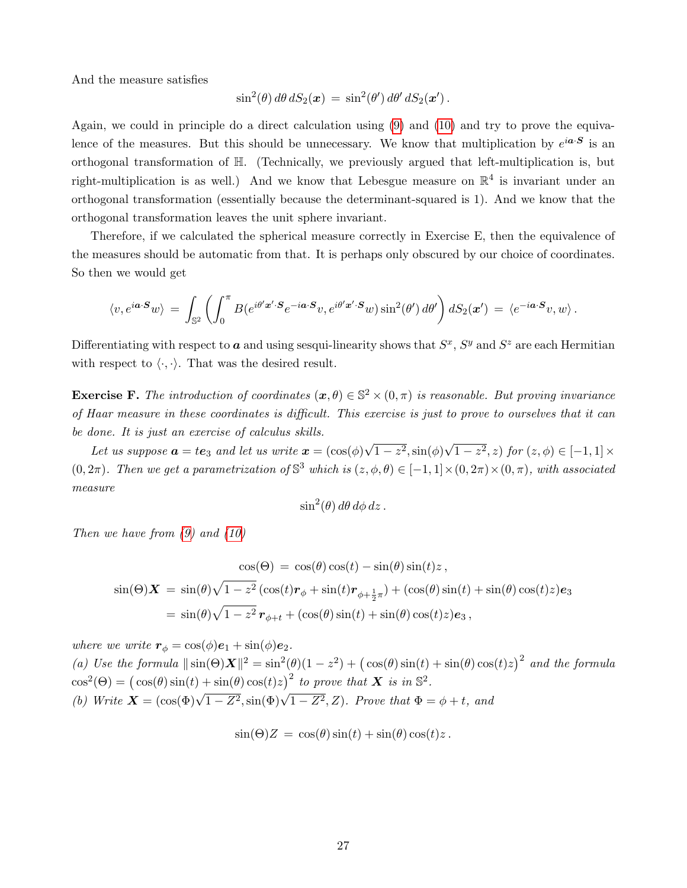And the measure satisfies

$$\sin^2(\theta)\,d\theta\,dS_2(\boldsymbol{x})\,=\,\sin^2(\theta')\,d\theta'\,dS_2(\boldsymbol{x}')\,.$$

Again, we could in principle do a direct calculation using (9) and (10) and try to prove the equivalence of the measures. But this should be unnecessary. We know that multiplication by $e^{i\boldsymbol{a}\cdot\boldsymbol{S}}$ is an orthogonal transformation of $\mathbb{H}$. (Technically, we previously argued that left-multiplication is, but right-multiplication is as well.) And we know that Lebesgue measure on $\mathbb{R}^4$ is invariant under an orthogonal transformation (essentially because the determinant-squared is 1). And we know that the orthogonal transformation leaves the unit sphere invariant.

Therefore, if we calculated the spherical measure correctly in Exercise E, then the equivalence of the measures should be automatic from that. It is perhaps only obscured by our choice of coordinates. So then we would get

$$\langle v, e^{i\boldsymbol{a}\cdot\boldsymbol{S}}w\rangle\,=\,\int_{\mathbb{S}^2}\left(\int_0^\pi B(e^{i\theta'\boldsymbol{x}'\cdot\boldsymbol{S}}e^{-i\boldsymbol{a}\cdot\boldsymbol{S}}v, e^{i\theta'\boldsymbol{x}'\cdot\boldsymbol{S}}w)\sin^2(\theta')\,d\theta'\right)dS_2(\boldsymbol{x}')\,=\,\langle e^{-i\boldsymbol{a}\cdot\boldsymbol{S}}v,w\rangle\,.$$

Differentiating with respect to $\boldsymbol{a}$ and using sesqui-linearity shows that $S^x$, $S^y$ and $S^z$ are each Hermitian with respect to $\langle\cdot,\cdot\rangle$. That was the desired result.

**Exercise F.** *The introduction of coordinates $(\boldsymbol{x},\theta)\in\mathbb{S}^2\times(0,\pi)$ is reasonable. But proving invariance of Haar measure in these coordinates is difficult. This exercise is just to prove to ourselves that it can be done. It is just an exercise of calculus skills.*

*Let us suppose $\boldsymbol{a}=t\boldsymbol{e}_3$ and let us write $\boldsymbol{x}=(\cos(\phi)\sqrt{1-z^2},\sin(\phi)\sqrt{1-z^2},z)$ for $(z,\phi)\in[-1,1]\times(0,2\pi)$. Then we get a parametrization of $\mathbb{S}^3$ which is $(z,\phi,\theta)\in[-1,1]\times(0,2\pi)\times(0,\pi)$, with associated measure*

$$\sin^2(\theta)\,d\theta\,d\phi\,dz\,.$$

*Then we have from (9) and (10)*

$$\begin{aligned}
\cos(\Theta)\,&=\,\cos(\theta)\cos(t)-\sin(\theta)\sin(t)z\,,\\
\sin(\Theta)\boldsymbol{X}\,&=\,\sin(\theta)\sqrt{1-z^2}\,(\cos(t)\boldsymbol{r}_\phi+\sin(t)\boldsymbol{r}_{\phi+\frac{1}{2}\pi})+(\cos(\theta)\sin(t)+\sin(\theta)\cos(t)z)\boldsymbol{e}_3\\
&=\,\sin(\theta)\sqrt{1-z^2}\,\boldsymbol{r}_{\phi+t}+(\cos(\theta)\sin(t)+\sin(\theta)\cos(t)z)\boldsymbol{e}_3\,,
\end{aligned}$$

*where we write $\boldsymbol{r}_\phi=\cos(\phi)\boldsymbol{e}_1+\sin(\phi)\boldsymbol{e}_2$.*
*(a) Use the formula $\|\sin(\Theta)\boldsymbol{X}\|^2=\sin^2(\theta)(1-z^2)+\big(\cos(\theta)\sin(t)+\sin(\theta)\cos(t)z\big)^2$ and the formula $\cos^2(\Theta)=\big(\cos(\theta)\sin(t)+\sin(\theta)\cos(t)z\big)^2$ to prove that $\boldsymbol{X}$ is in $\mathbb{S}^2$.*
*(b) Write $\boldsymbol{X}=(\cos(\Phi)\sqrt{1-Z^2},\sin(\Phi)\sqrt{1-Z^2},Z)$. Prove that $\Phi=\phi+t$, and*

$$\sin(\Theta)Z\,=\,\cos(\theta)\sin(t)+\sin(\theta)\cos(t)z\,.$$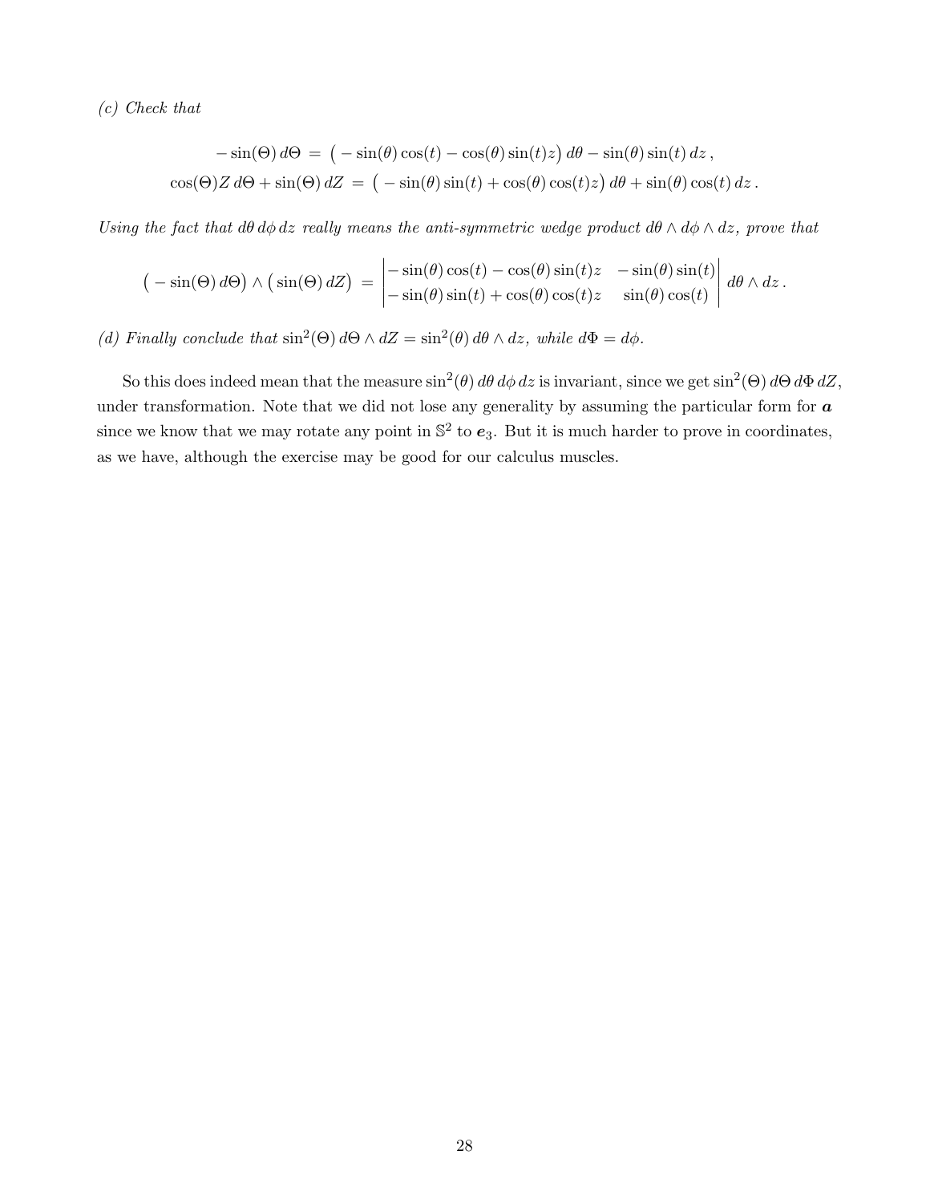*(c) Check that*

$$
\begin{aligned}
-\sin(\Theta)\,d\Theta \;&=\; \big(-\sin(\theta)\cos(t) - \cos(\theta)\sin(t)z\big)\,d\theta - \sin(\theta)\sin(t)\,dz\,,\\
\cos(\Theta)Z\,d\Theta + \sin(\Theta)\,dZ \;&=\; \big(-\sin(\theta)\sin(t) + \cos(\theta)\cos(t)z\big)\,d\theta + \sin(\theta)\cos(t)\,dz\,.
\end{aligned}
$$

*Using the fact that $d\theta\,d\phi\,dz$ really means the anti-symmetric wedge product $d\theta \wedge d\phi \wedge dz$, prove that*

$$
\big(-\sin(\Theta)\,d\Theta\big)\wedge\big(\sin(\Theta)\,dZ\big) \;=\; \begin{vmatrix} -\sin(\theta)\cos(t) - \cos(\theta)\sin(t)z & -\sin(\theta)\sin(t) \\ -\sin(\theta)\sin(t) + \cos(\theta)\cos(t)z & \sin(\theta)\cos(t) \end{vmatrix}\, d\theta \wedge dz\,.
$$

*(d) Finally conclude that $\sin^2(\Theta)\,d\Theta \wedge dZ = \sin^2(\theta)\,d\theta \wedge dz$, while $d\Phi = d\phi$.*

So this does indeed mean that the measure $\sin^2(\theta)\,d\theta\,d\phi\,dz$ is invariant, since we get $\sin^2(\Theta)\,d\Theta\,d\Phi\,dZ$, under transformation. Note that we did not lose any generality by assuming the particular form for $\boldsymbol{a}$ since we know that we may rotate any point in $\mathbb{S}^2$ to $\boldsymbol{e}_3$. But it is much harder to prove in coordinates, as we have, although the exercise may be good for our calculus muscles.